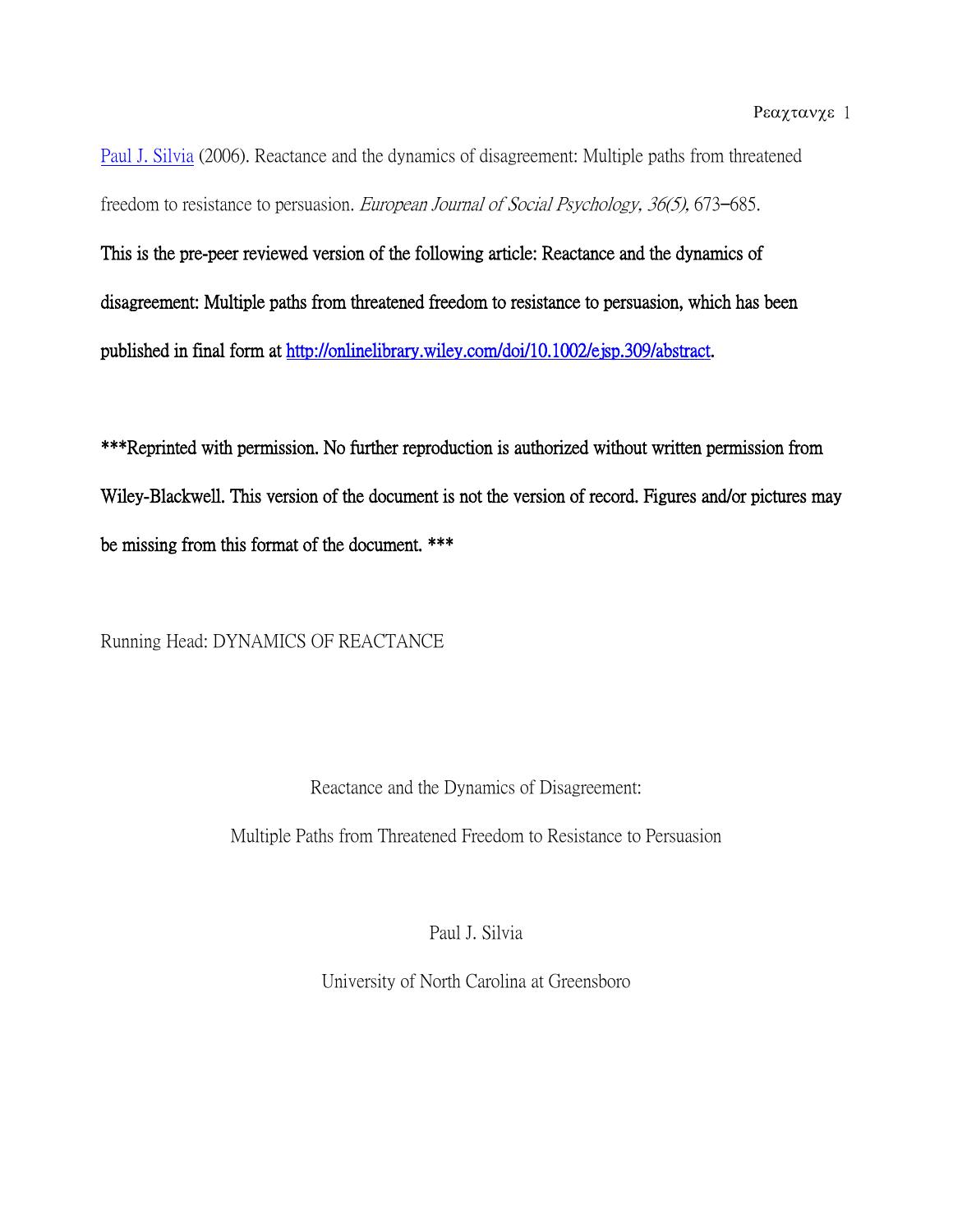Paul J. Silvia (2006). Reactance and the dynamics of disagreement: Multiple paths from threatened freedom to resistance to persuasion. *European Journal of Social Psychology, 36(5),* 673–685.

**This is the pre-peer reviewed version of the following article: Reactance and the dynamics of disagreement: Multiple paths from threatened freedom to resistance to persuasion, which has been published in final form at http://onlinelibrary.wiley.com/doi/10.1002/ejsp.309/abstract.**

**\*\*\*Reprinted with permission. No further reproduction is authorized without written permission from Wiley-Blackwell. This version of the document is not the version of record. Figures and/or pictures may be missing from this format of the document. \*\*\***

Running Head: DYNAMICS OF REACTANCE

# Reactance and the Dynamics of Disagreement: Multiple Paths from Threatened Freedom to Resistance to Persuasion

Paul J. Silvia

University of North Carolina at Greensboro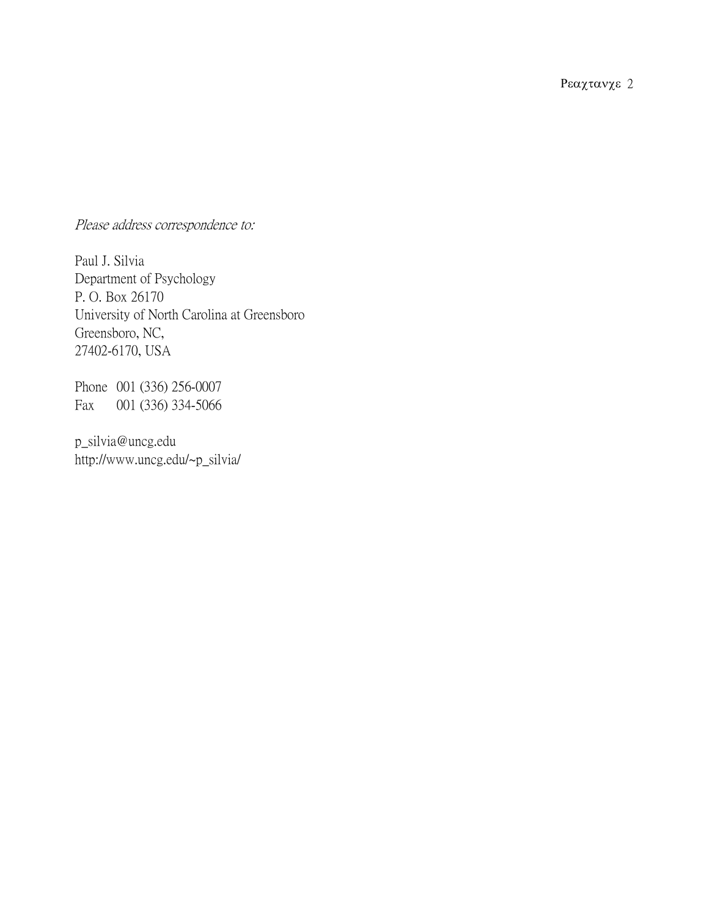*Please address correspondence to:*

Paul J. Silvia
Department of Psychology
P. O. Box 26170
University of North Carolina at Greensboro
Greensboro, NC,
27402-6170, USA

Phone 001 (336) 256-0007
Fax 001 (336) 334-5066

p_silvia@uncg.edu
http://www.uncg.edu/~p_silvia/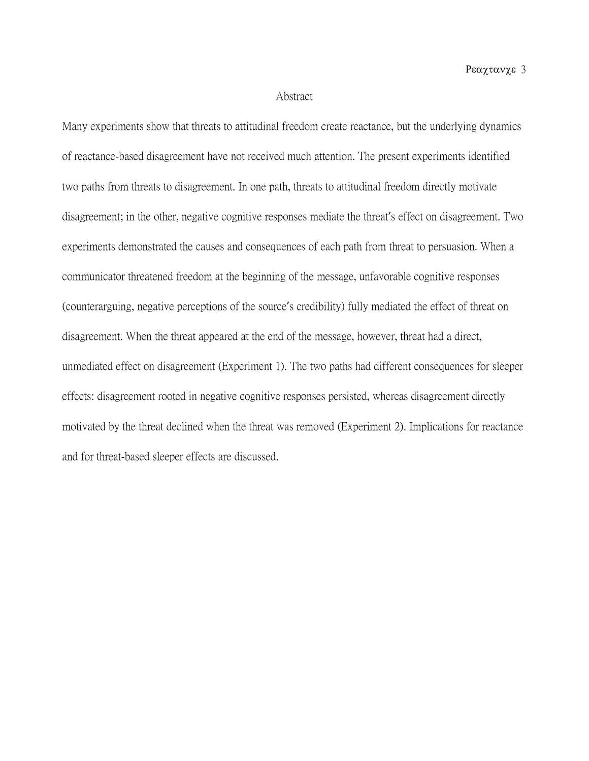# Abstract

Many experiments show that threats to attitudinal freedom create reactance, but the underlying dynamics of reactance-based disagreement have not received much attention. The present experiments identified two paths from threats to disagreement. In one path, threats to attitudinal freedom directly motivate disagreement; in the other, negative cognitive responses mediate the threat's effect on disagreement. Two experiments demonstrated the causes and consequences of each path from threat to persuasion. When a communicator threatened freedom at the beginning of the message, unfavorable cognitive responses (counterarguing, negative perceptions of the source's credibility) fully mediated the effect of threat on disagreement. When the threat appeared at the end of the message, however, threat had a direct, unmediated effect on disagreement (Experiment 1). The two paths had different consequences for sleeper effects: disagreement rooted in negative cognitive responses persisted, whereas disagreement directly motivated by the threat declined when the threat was removed (Experiment 2). Implications for reactance and for threat-based sleeper effects are discussed.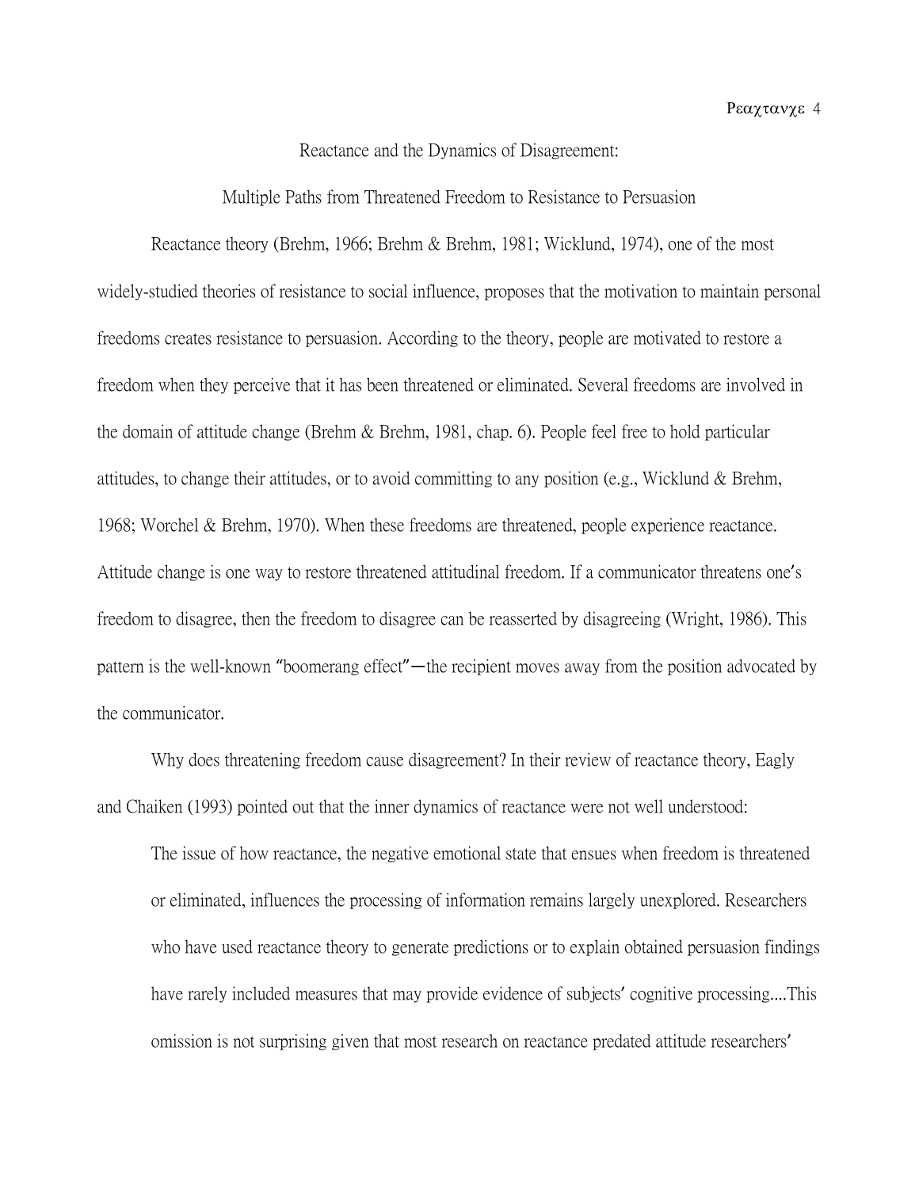# Reactance and the Dynamics of Disagreement:

## Multiple Paths from Threatened Freedom to Resistance to Persuasion

Reactance theory (Brehm, 1966; Brehm & Brehm, 1981; Wicklund, 1974), one of the most widely-studied theories of resistance to social influence, proposes that the motivation to maintain personal freedoms creates resistance to persuasion. According to the theory, people are motivated to restore a freedom when they perceive that it has been threatened or eliminated. Several freedoms are involved in the domain of attitude change (Brehm & Brehm, 1981, chap. 6). People feel free to hold particular attitudes, to change their attitudes, or to avoid committing to any position (e.g., Wicklund & Brehm, 1968; Worchel & Brehm, 1970). When these freedoms are threatened, people experience reactance. Attitude change is one way to restore threatened attitudinal freedom. If a communicator threatens one's freedom to disagree, then the freedom to disagree can be reasserted by disagreeing (Wright, 1986). This pattern is the well-known "boomerang effect"—the recipient moves away from the position advocated by the communicator.

Why does threatening freedom cause disagreement? In their review of reactance theory, Eagly and Chaiken (1993) pointed out that the inner dynamics of reactance were not well understood:

> The issue of how reactance, the negative emotional state that ensues when freedom is threatened or eliminated, influences the processing of information remains largely unexplored. Researchers who have used reactance theory to generate predictions or to explain obtained persuasion findings have rarely included measures that may provide evidence of subjects' cognitive processing....This omission is not surprising given that most research on reactance predated attitude researchers'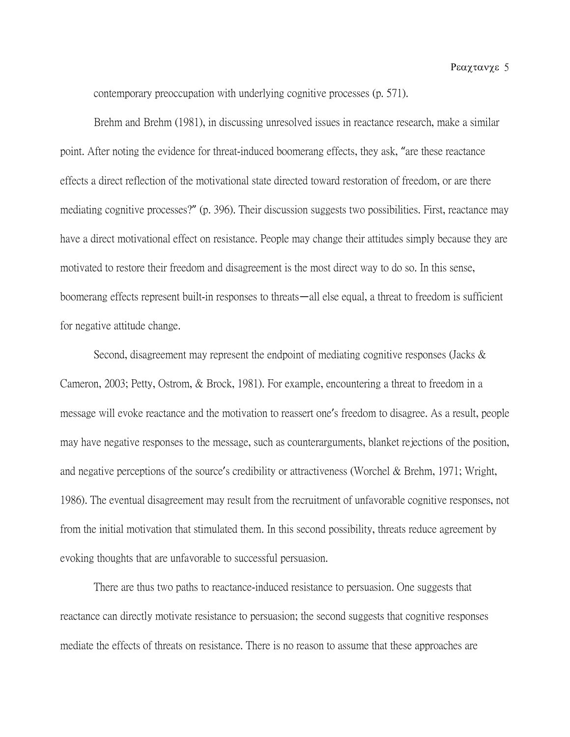contemporary preoccupation with underlying cognitive processes (p. 571).

Brehm and Brehm (1981), in discussing unresolved issues in reactance research, make a similar point. After noting the evidence for threat-induced boomerang effects, they ask, "are these reactance effects a direct reflection of the motivational state directed toward restoration of freedom, or are there mediating cognitive processes?" (p. 396). Their discussion suggests two possibilities. First, reactance may have a direct motivational effect on resistance. People may change their attitudes simply because they are motivated to restore their freedom and disagreement is the most direct way to do so. In this sense, boomerang effects represent built-in responses to threats—all else equal, a threat to freedom is sufficient for negative attitude change.

Second, disagreement may represent the endpoint of mediating cognitive responses (Jacks & Cameron, 2003; Petty, Ostrom, & Brock, 1981). For example, encountering a threat to freedom in a message will evoke reactance and the motivation to reassert one's freedom to disagree. As a result, people may have negative responses to the message, such as counterarguments, blanket rejections of the position, and negative perceptions of the source's credibility or attractiveness (Worchel & Brehm, 1971; Wright, 1986). The eventual disagreement may result from the recruitment of unfavorable cognitive responses, not from the initial motivation that stimulated them. In this second possibility, threats reduce agreement by evoking thoughts that are unfavorable to successful persuasion.

There are thus two paths to reactance-induced resistance to persuasion. One suggests that reactance can directly motivate resistance to persuasion; the second suggests that cognitive responses mediate the effects of threats on resistance. There is no reason to assume that these approaches are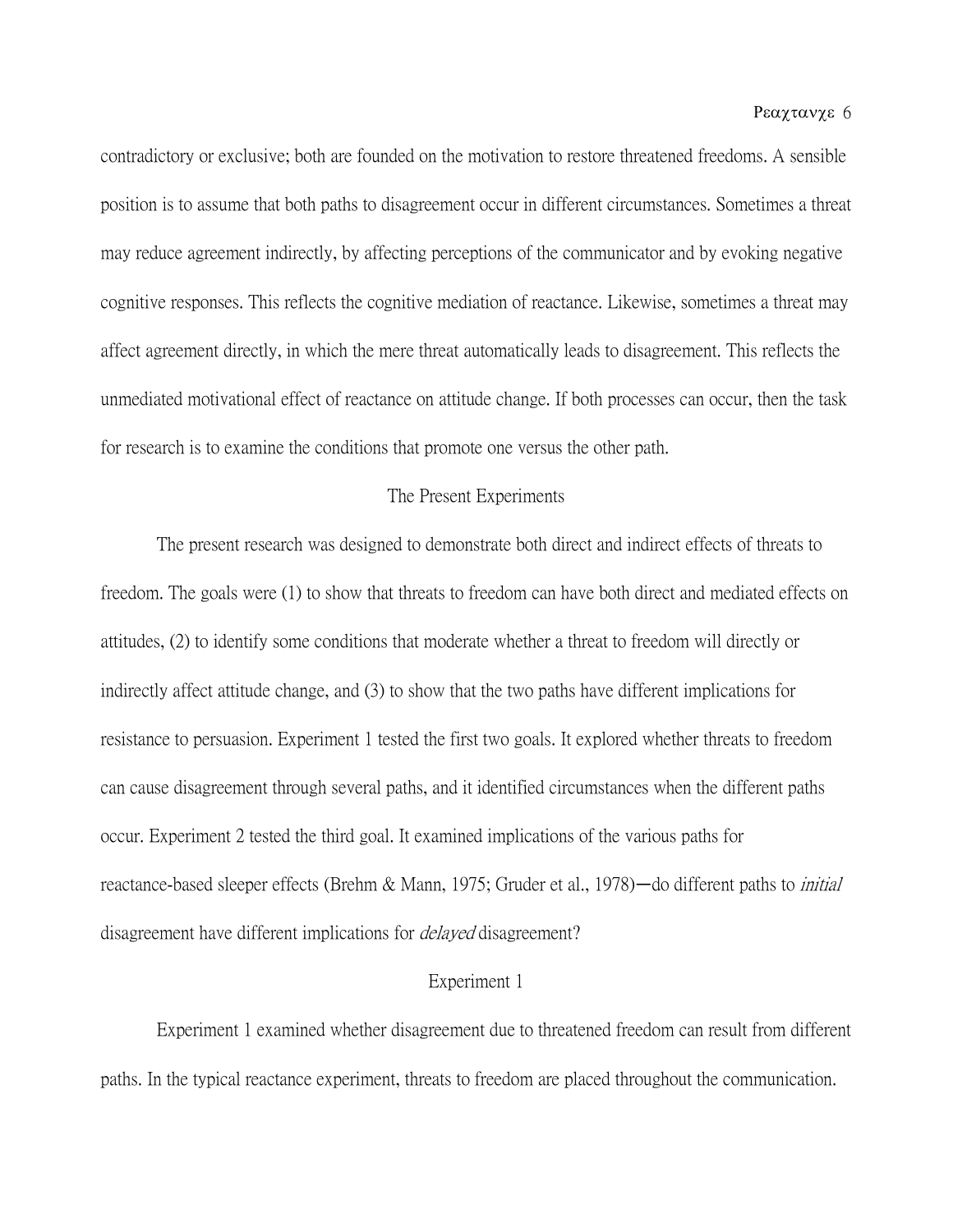contradictory or exclusive; both are founded on the motivation to restore threatened freedoms. A sensible position is to assume that both paths to disagreement occur in different circumstances. Sometimes a threat may reduce agreement indirectly, by affecting perceptions of the communicator and by evoking negative cognitive responses. This reflects the cognitive mediation of reactance. Likewise, sometimes a threat may affect agreement directly, in which the mere threat automatically leads to disagreement. This reflects the unmediated motivational effect of reactance on attitude change. If both processes can occur, then the task for research is to examine the conditions that promote one versus the other path.

## The Present Experiments

The present research was designed to demonstrate both direct and indirect effects of threats to freedom. The goals were (1) to show that threats to freedom can have both direct and mediated effects on attitudes, (2) to identify some conditions that moderate whether a threat to freedom will directly or indirectly affect attitude change, and (3) to show that the two paths have different implications for resistance to persuasion. Experiment 1 tested the first two goals. It explored whether threats to freedom can cause disagreement through several paths, and it identified circumstances when the different paths occur. Experiment 2 tested the third goal. It examined implications of the various paths for reactance-based sleeper effects (Brehm & Mann, 1975; Gruder et al., 1978)—do different paths to *initial* disagreement have different implications for *delayed* disagreement?

## Experiment 1

Experiment 1 examined whether disagreement due to threatened freedom can result from different paths. In the typical reactance experiment, threats to freedom are placed throughout the communication.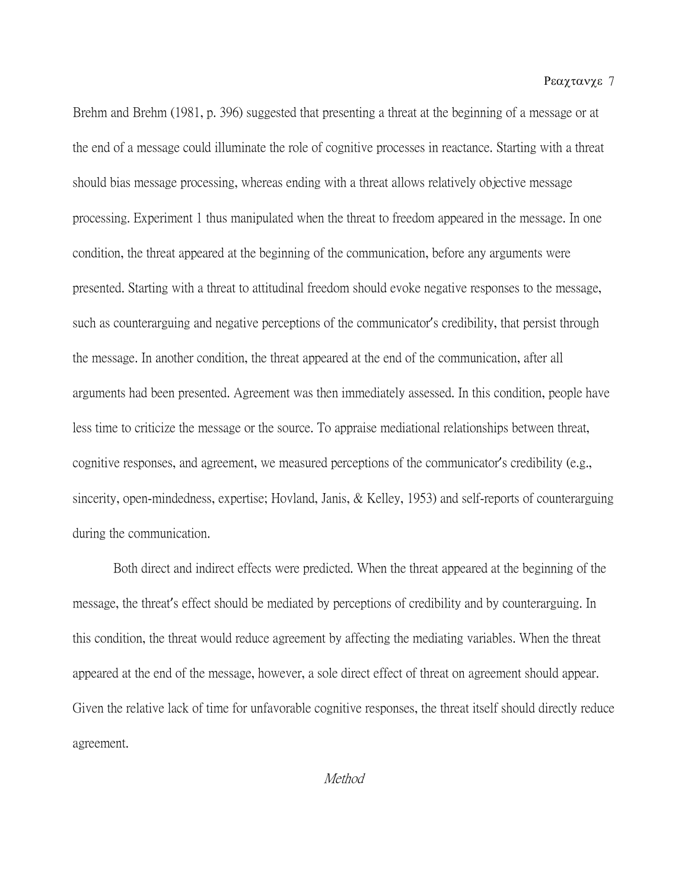Brehm and Brehm (1981, p. 396) suggested that presenting a threat at the beginning of a message or at the end of a message could illuminate the role of cognitive processes in reactance. Starting with a threat should bias message processing, whereas ending with a threat allows relatively objective message processing. Experiment 1 thus manipulated when the threat to freedom appeared in the message. In one condition, the threat appeared at the beginning of the communication, before any arguments were presented. Starting with a threat to attitudinal freedom should evoke negative responses to the message, such as counterarguing and negative perceptions of the communicator's credibility, that persist through the message. In another condition, the threat appeared at the end of the communication, after all arguments had been presented. Agreement was then immediately assessed. In this condition, people have less time to criticize the message or the source. To appraise mediational relationships between threat, cognitive responses, and agreement, we measured perceptions of the communicator's credibility (e.g., sincerity, open-mindedness, expertise; Hovland, Janis, & Kelley, 1953) and self-reports of counterarguing during the communication.

Both direct and indirect effects were predicted. When the threat appeared at the beginning of the message, the threat's effect should be mediated by perceptions of credibility and by counterarguing. In this condition, the threat would reduce agreement by affecting the mediating variables. When the threat appeared at the end of the message, however, a sole direct effect of threat on agreement should appear. Given the relative lack of time for unfavorable cognitive responses, the threat itself should directly reduce agreement.

## *Method*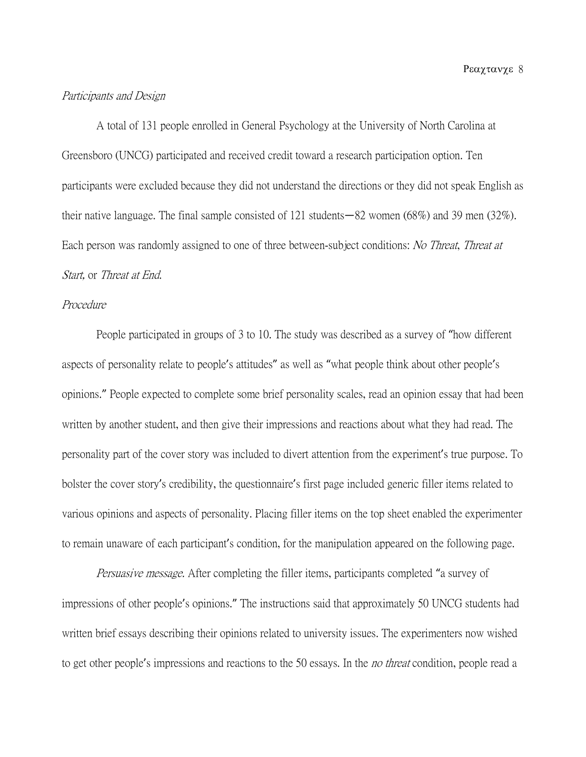*Participants and Design*

A total of 131 people enrolled in General Psychology at the University of North Carolina at Greensboro (UNCG) participated and received credit toward a research participation option. Ten participants were excluded because they did not understand the directions or they did not speak English as their native language. The final sample consisted of 121 students—82 women (68%) and 39 men (32%). Each person was randomly assigned to one of three between-subject conditions: *No Threat*, *Threat at Start,* or *Threat at End.*

*Procedure*

People participated in groups of 3 to 10. The study was described as a survey of "how different aspects of personality relate to people's attitudes" as well as "what people think about other people's opinions." People expected to complete some brief personality scales, read an opinion essay that had been written by another student, and then give their impressions and reactions about what they had read. The personality part of the cover story was included to divert attention from the experiment's true purpose. To bolster the cover story's credibility, the questionnaire's first page included generic filler items related to various opinions and aspects of personality. Placing filler items on the top sheet enabled the experimenter to remain unaware of each participant's condition, for the manipulation appeared on the following page.

*Persuasive message.* After completing the filler items, participants completed "a survey of impressions of other people's opinions." The instructions said that approximately 50 UNCG students had written brief essays describing their opinions related to university issues. The experimenters now wished to get other people's impressions and reactions to the 50 essays. In the *no threat* condition, people read a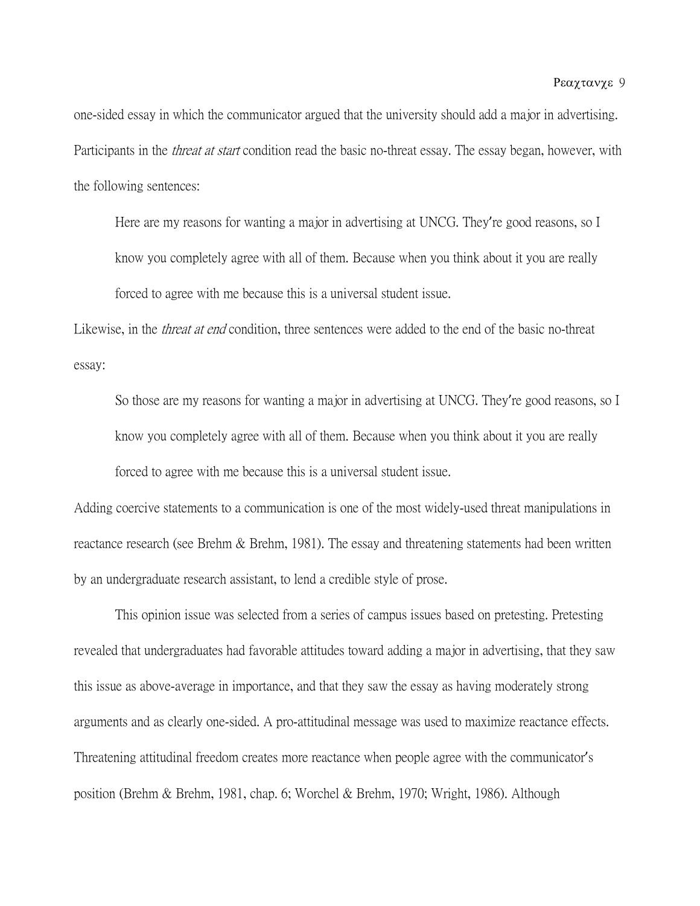one-sided essay in which the communicator argued that the university should add a major in advertising. Participants in the *threat at start* condition read the basic no-threat essay. The essay began, however, with the following sentences:

> Here are my reasons for wanting a major in advertising at UNCG. They're good reasons, so I know you completely agree with all of them. Because when you think about it you are really forced to agree with me because this is a universal student issue.

Likewise, in the *threat at end* condition, three sentences were added to the end of the basic no-threat essay:

> So those are my reasons for wanting a major in advertising at UNCG. They're good reasons, so I know you completely agree with all of them. Because when you think about it you are really forced to agree with me because this is a universal student issue.

Adding coercive statements to a communication is one of the most widely-used threat manipulations in reactance research (see Brehm & Brehm, 1981). The essay and threatening statements had been written by an undergraduate research assistant, to lend a credible style of prose.

This opinion issue was selected from a series of campus issues based on pretesting. Pretesting revealed that undergraduates had favorable attitudes toward adding a major in advertising, that they saw this issue as above-average in importance, and that they saw the essay as having moderately strong arguments and as clearly one-sided. A pro-attitudinal message was used to maximize reactance effects. Threatening attitudinal freedom creates more reactance when people agree with the communicator's position (Brehm & Brehm, 1981, chap. 6; Worchel & Brehm, 1970; Wright, 1986). Although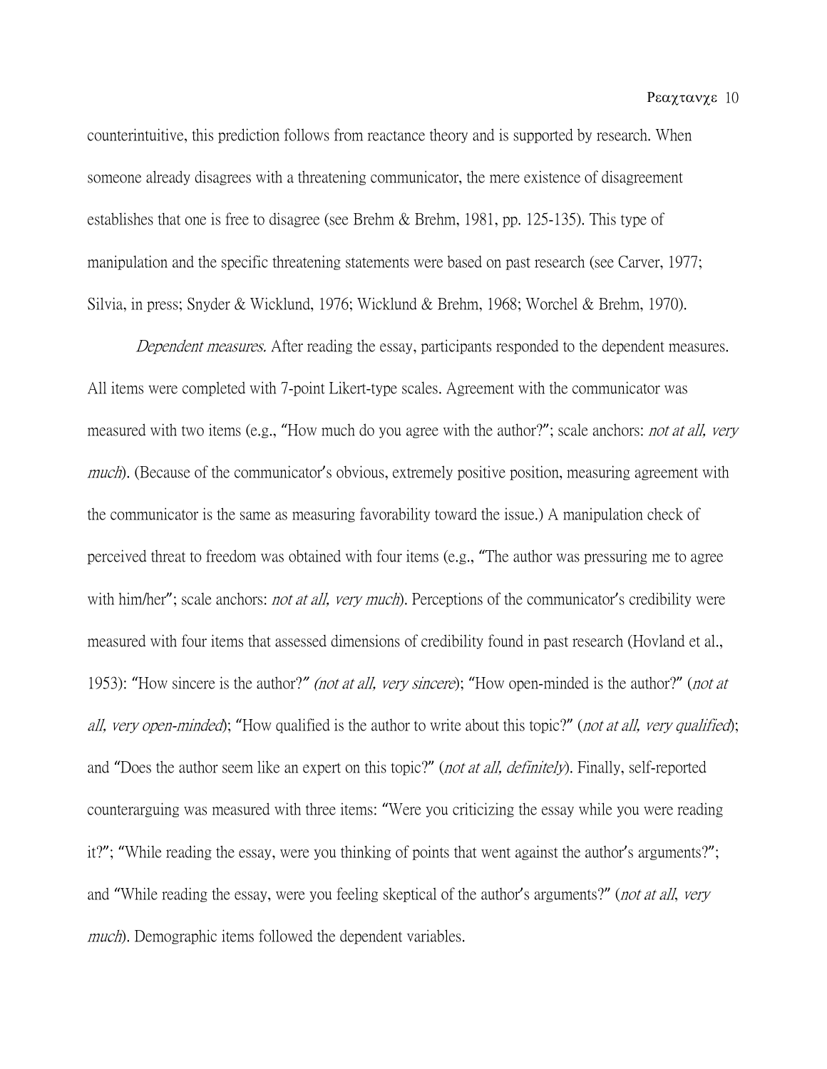counterintuitive, this prediction follows from reactance theory and is supported by research. When someone already disagrees with a threatening communicator, the mere existence of disagreement establishes that one is free to disagree (see Brehm & Brehm, 1981, pp. 125-135). This type of manipulation and the specific threatening statements were based on past research (see Carver, 1977; Silvia, in press; Snyder & Wicklund, 1976; Wicklund & Brehm, 1968; Worchel & Brehm, 1970).

*Dependent measures.* After reading the essay, participants responded to the dependent measures. All items were completed with 7-point Likert-type scales. Agreement with the communicator was measured with two items (e.g., "How much do you agree with the author?"; scale anchors: *not at all, very much*). (Because of the communicator's obvious, extremely positive position, measuring agreement with the communicator is the same as measuring favorability toward the issue.) A manipulation check of perceived threat to freedom was obtained with four items (e.g., "The author was pressuring me to agree with him/her"; scale anchors: *not at all, very much*). Perceptions of the communicator's credibility were measured with four items that assessed dimensions of credibility found in past research (Hovland et al., 1953): "How sincere is the author?" *(not at all, very sincere*); "How open-minded is the author?" (*not at all, very open-minded*); "How qualified is the author to write about this topic?" (*not at all, very qualified*); and "Does the author seem like an expert on this topic?" (*not at all, definitely*). Finally, self-reported counterarguing was measured with three items: "Were you criticizing the essay while you were reading it?"; "While reading the essay, were you thinking of points that went against the author's arguments?"; and "While reading the essay, were you feeling skeptical of the author's arguments?" (*not at all*, *very much*). Demographic items followed the dependent variables.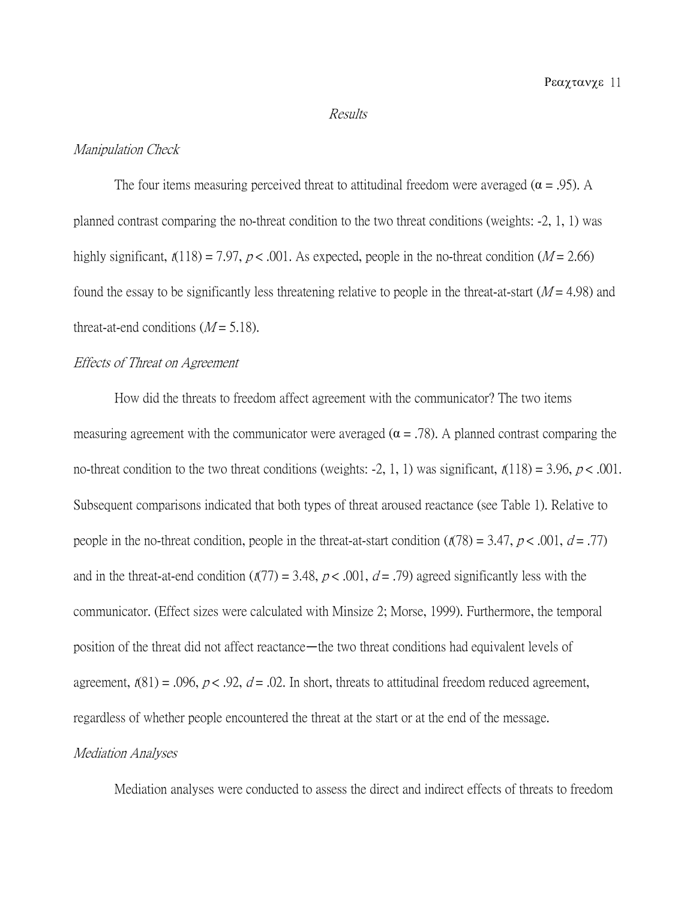## *Results*

### *Manipulation Check*

The four items measuring perceived threat to attitudinal freedom were averaged ($\alpha = .95$). A planned contrast comparing the no-threat condition to the two threat conditions (weights: -2, 1, 1) was highly significant, $t(118) = 7.97$, $p < .001$. As expected, people in the no-threat condition ($M = 2.66$) found the essay to be significantly less threatening relative to people in the threat-at-start ($M = 4.98$) and threat-at-end conditions ($M = 5.18$).

### *Effects of Threat on Agreement*

How did the threats to freedom affect agreement with the communicator? The two items measuring agreement with the communicator were averaged ($\alpha = .78$). A planned contrast comparing the no-threat condition to the two threat conditions (weights: -2, 1, 1) was significant, $t(118) = 3.96$, $p < .001$. Subsequent comparisons indicated that both types of threat aroused reactance (see Table 1). Relative to people in the no-threat condition, people in the threat-at-start condition ($t(78) = 3.47$, $p < .001$, $d = .77$) and in the threat-at-end condition ($t(77) = 3.48$, $p < .001$, $d = .79$) agreed significantly less with the communicator. (Effect sizes were calculated with Minsize 2; Morse, 1999). Furthermore, the temporal position of the threat did not affect reactance—the two threat conditions had equivalent levels of agreement, $t(81) = .096$, $p < .92$, $d = .02$. In short, threats to attitudinal freedom reduced agreement, regardless of whether people encountered the threat at the start or at the end of the message.

### *Mediation Analyses*

Mediation analyses were conducted to assess the direct and indirect effects of threats to freedom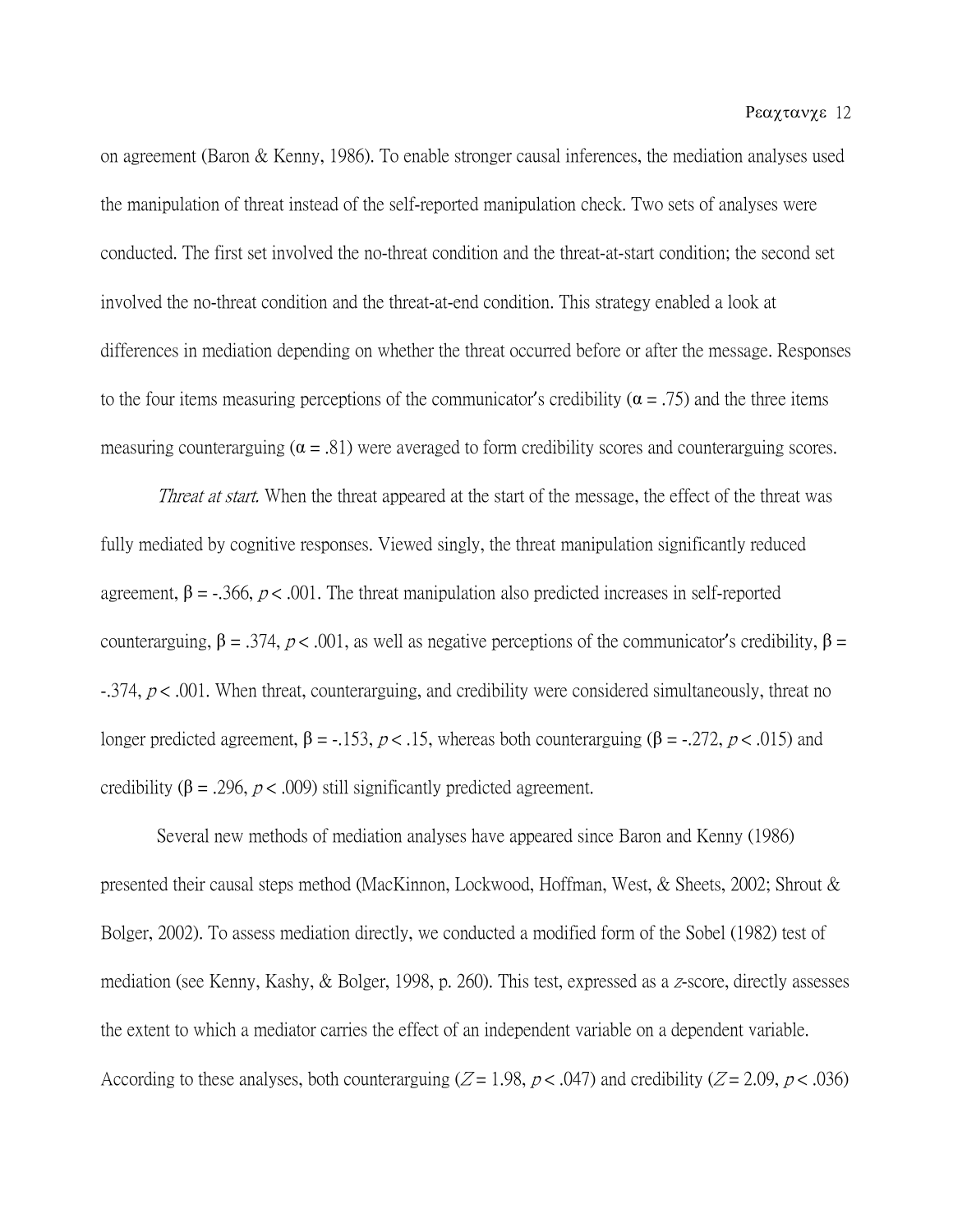on agreement (Baron & Kenny, 1986). To enable stronger causal inferences, the mediation analyses used the manipulation of threat instead of the self-reported manipulation check. Two sets of analyses were conducted. The first set involved the no-threat condition and the threat-at-start condition; the second set involved the no-threat condition and the threat-at-end condition. This strategy enabled a look at differences in mediation depending on whether the threat occurred before or after the message. Responses to the four items measuring perceptions of the communicator's credibility ($\alpha = .75$) and the three items measuring counterarguing ($\alpha = .81$) were averaged to form credibility scores and counterarguing scores.

*Threat at start.* When the threat appeared at the start of the message, the effect of the threat was fully mediated by cognitive responses. Viewed singly, the threat manipulation significantly reduced agreement, $\beta = -.366$, $p < .001$. The threat manipulation also predicted increases in self-reported counterarguing, $\beta = .374$, $p < .001$, as well as negative perceptions of the communicator's credibility, $\beta = -.374$, $p < .001$. When threat, counterarguing, and credibility were considered simultaneously, threat no longer predicted agreement, $\beta = -.153$, $p < .15$, whereas both counterarguing ($\beta = -.272$, $p < .015$) and credibility ($\beta = .296$, $p < .009$) still significantly predicted agreement.

Several new methods of mediation analyses have appeared since Baron and Kenny (1986) presented their causal steps method (MacKinnon, Lockwood, Hoffman, West, & Sheets, 2002; Shrout & Bolger, 2002). To assess mediation directly, we conducted a modified form of the Sobel (1982) test of mediation (see Kenny, Kashy, & Bolger, 1998, p. 260). This test, expressed as a $z$-score, directly assesses the extent to which a mediator carries the effect of an independent variable on a dependent variable. According to these analyses, both counterarguing ($Z = 1.98$, $p < .047$) and credibility ($Z = 2.09$, $p < .036$)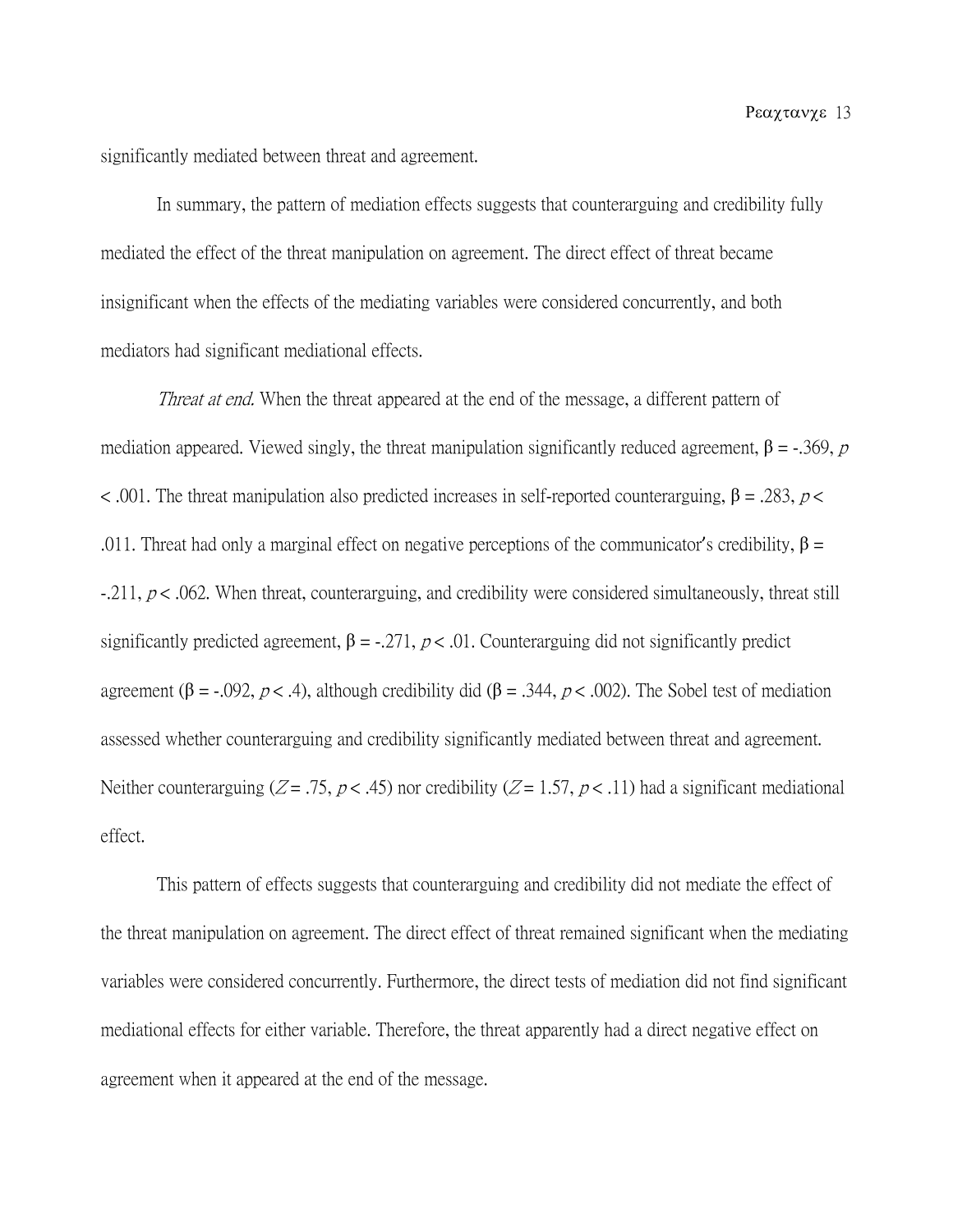significantly mediated between threat and agreement.

In summary, the pattern of mediation effects suggests that counterarguing and credibility fully mediated the effect of the threat manipulation on agreement. The direct effect of threat became insignificant when the effects of the mediating variables were considered concurrently, and both mediators had significant mediational effects.

*Threat at end.* When the threat appeared at the end of the message, a different pattern of mediation appeared. Viewed singly, the threat manipulation significantly reduced agreement, $\beta = -.369$, $p < .001$. The threat manipulation also predicted increases in self-reported counterarguing, $\beta = .283$, $p < .011$. Threat had only a marginal effect on negative perceptions of the communicator's credibility, $\beta = -.211$, $p < .062$. When threat, counterarguing, and credibility were considered simultaneously, threat still significantly predicted agreement, $\beta = -.271$, $p < .01$. Counterarguing did not significantly predict agreement ($\beta = -.092$, $p < .4$), although credibility did ($\beta = .344$, $p < .002$). The Sobel test of mediation assessed whether counterarguing and credibility significantly mediated between threat and agreement. Neither counterarguing ($Z = .75$, $p < .45$) nor credibility ($Z = 1.57$, $p < .11$) had a significant mediational effect.

This pattern of effects suggests that counterarguing and credibility did not mediate the effect of the threat manipulation on agreement. The direct effect of threat remained significant when the mediating variables were considered concurrently. Furthermore, the direct tests of mediation did not find significant mediational effects for either variable. Therefore, the threat apparently had a direct negative effect on agreement when it appeared at the end of the message.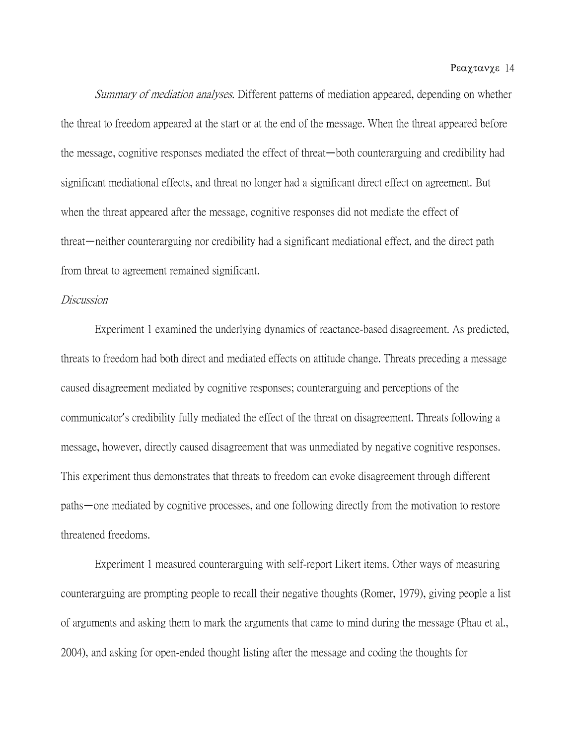*Summary of mediation analyses.* Different patterns of mediation appeared, depending on whether the threat to freedom appeared at the start or at the end of the message. When the threat appeared before the message, cognitive responses mediated the effect of threat—both counterarguing and credibility had significant mediational effects, and threat no longer had a significant direct effect on agreement. But when the threat appeared after the message, cognitive responses did not mediate the effect of threat—neither counterarguing nor credibility had a significant mediational effect, and the direct path from threat to agreement remained significant.

*Discussion*

Experiment 1 examined the underlying dynamics of reactance-based disagreement. As predicted, threats to freedom had both direct and mediated effects on attitude change. Threats preceding a message caused disagreement mediated by cognitive responses; counterarguing and perceptions of the communicator's credibility fully mediated the effect of the threat on disagreement. Threats following a message, however, directly caused disagreement that was unmediated by negative cognitive responses. This experiment thus demonstrates that threats to freedom can evoke disagreement through different paths—one mediated by cognitive processes, and one following directly from the motivation to restore threatened freedoms.

Experiment 1 measured counterarguing with self-report Likert items. Other ways of measuring counterarguing are prompting people to recall their negative thoughts (Romer, 1979), giving people a list of arguments and asking them to mark the arguments that came to mind during the message (Phau et al., 2004), and asking for open-ended thought listing after the message and coding the thoughts for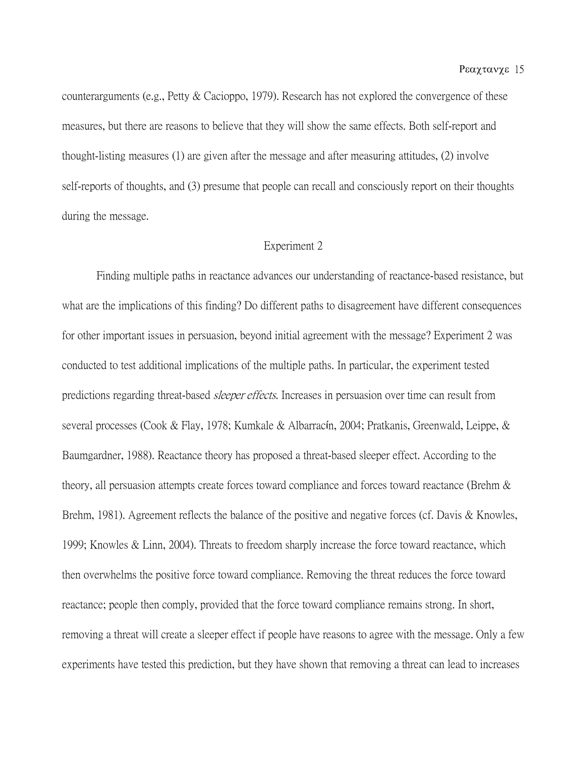counterarguments (e.g., Petty & Cacioppo, 1979). Research has not explored the convergence of these measures, but there are reasons to believe that they will show the same effects. Both self-report and thought-listing measures (1) are given after the message and after measuring attitudes, (2) involve self-reports of thoughts, and (3) presume that people can recall and consciously report on their thoughts during the message.

## Experiment 2

Finding multiple paths in reactance advances our understanding of reactance-based resistance, but what are the implications of this finding? Do different paths to disagreement have different consequences for other important issues in persuasion, beyond initial agreement with the message? Experiment 2 was conducted to test additional implications of the multiple paths. In particular, the experiment tested predictions regarding threat-based *sleeper effects*. Increases in persuasion over time can result from several processes (Cook & Flay, 1978; Kumkale & Albarracín, 2004; Pratkanis, Greenwald, Leippe, & Baumgardner, 1988). Reactance theory has proposed a threat-based sleeper effect. According to the theory, all persuasion attempts create forces toward compliance and forces toward reactance (Brehm & Brehm, 1981). Agreement reflects the balance of the positive and negative forces (cf. Davis & Knowles, 1999; Knowles & Linn, 2004). Threats to freedom sharply increase the force toward reactance, which then overwhelms the positive force toward compliance. Removing the threat reduces the force toward reactance; people then comply, provided that the force toward compliance remains strong. In short, removing a threat will create a sleeper effect if people have reasons to agree with the message. Only a few experiments have tested this prediction, but they have shown that removing a threat can lead to increases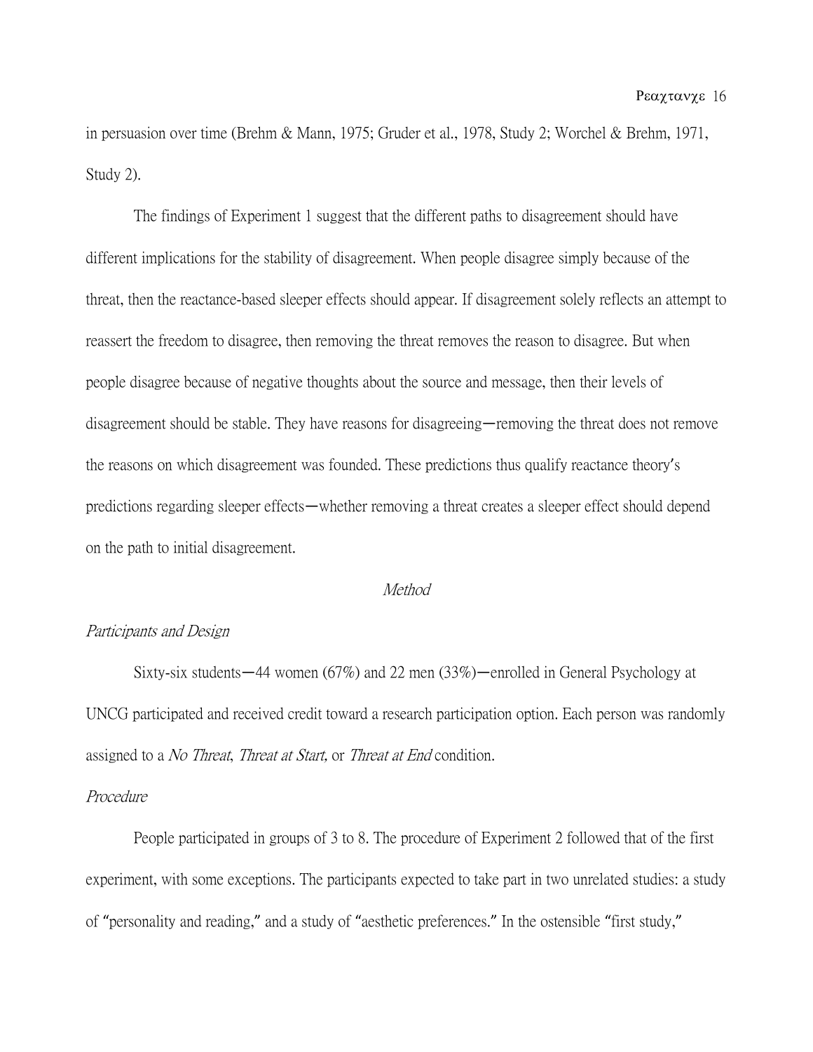in persuasion over time (Brehm & Mann, 1975; Gruder et al., 1978, Study 2; Worchel & Brehm, 1971, Study 2).

The findings of Experiment 1 suggest that the different paths to disagreement should have different implications for the stability of disagreement. When people disagree simply because of the threat, then the reactance-based sleeper effects should appear. If disagreement solely reflects an attempt to reassert the freedom to disagree, then removing the threat removes the reason to disagree. But when people disagree because of negative thoughts about the source and message, then their levels of disagreement should be stable. They have reasons for disagreeing—removing the threat does not remove the reasons on which disagreement was founded. These predictions thus qualify reactance theory's predictions regarding sleeper effects—whether removing a threat creates a sleeper effect should depend on the path to initial disagreement.

## *Method*

### *Participants and Design*

Sixty-six students—44 women (67%) and 22 men (33%)—enrolled in General Psychology at UNCG participated and received credit toward a research participation option. Each person was randomly assigned to a *No Threat*, *Threat at Start,* or *Threat at End* condition.

### *Procedure*

People participated in groups of 3 to 8. The procedure of Experiment 2 followed that of the first experiment, with some exceptions. The participants expected to take part in two unrelated studies: a study of "personality and reading," and a study of "aesthetic preferences." In the ostensible "first study,"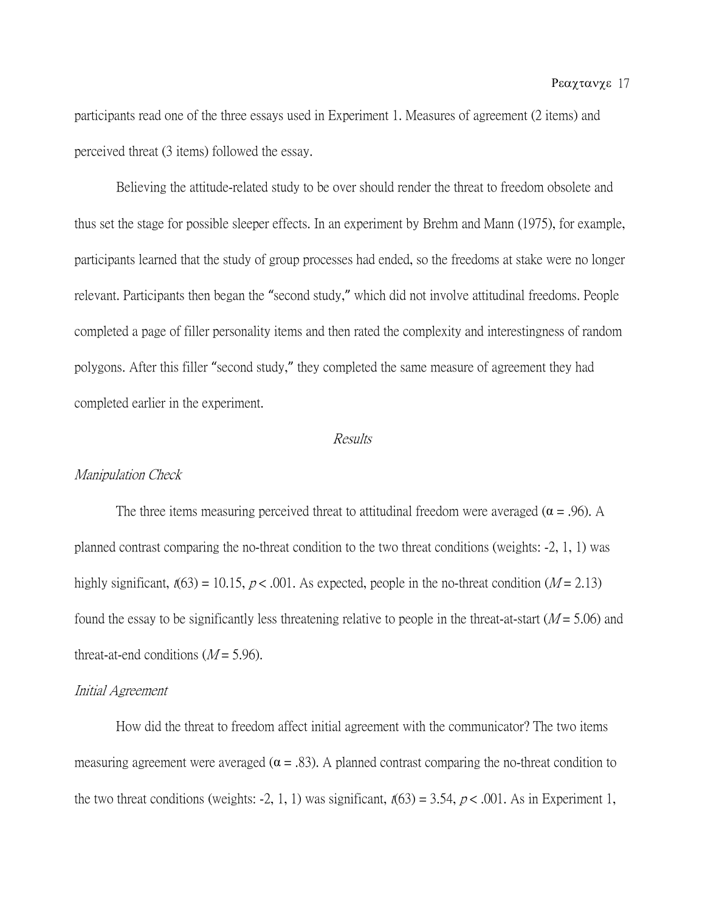participants read one of the three essays used in Experiment 1. Measures of agreement (2 items) and perceived threat (3 items) followed the essay.

Believing the attitude-related study to be over should render the threat to freedom obsolete and thus set the stage for possible sleeper effects. In an experiment by Brehm and Mann (1975), for example, participants learned that the study of group processes had ended, so the freedoms at stake were no longer relevant. Participants then began the "second study," which did not involve attitudinal freedoms. People completed a page of filler personality items and then rated the complexity and interestingness of random polygons. After this filler "second study," they completed the same measure of agreement they had completed earlier in the experiment.

## *Results*

### *Manipulation Check*

The three items measuring perceived threat to attitudinal freedom were averaged ($\alpha = .96$). A planned contrast comparing the no-threat condition to the two threat conditions (weights: -2, 1, 1) was highly significant, $t(63) = 10.15$, $p < .001$. As expected, people in the no-threat condition ($M = 2.13$) found the essay to be significantly less threatening relative to people in the threat-at-start ($M = 5.06$) and threat-at-end conditions ($M = 5.96$).

### *Initial Agreement*

How did the threat to freedom affect initial agreement with the communicator? The two items measuring agreement were averaged ($\alpha = .83$). A planned contrast comparing the no-threat condition to the two threat conditions (weights: -2, 1, 1) was significant, $t(63) = 3.54$, $p < .001$. As in Experiment 1,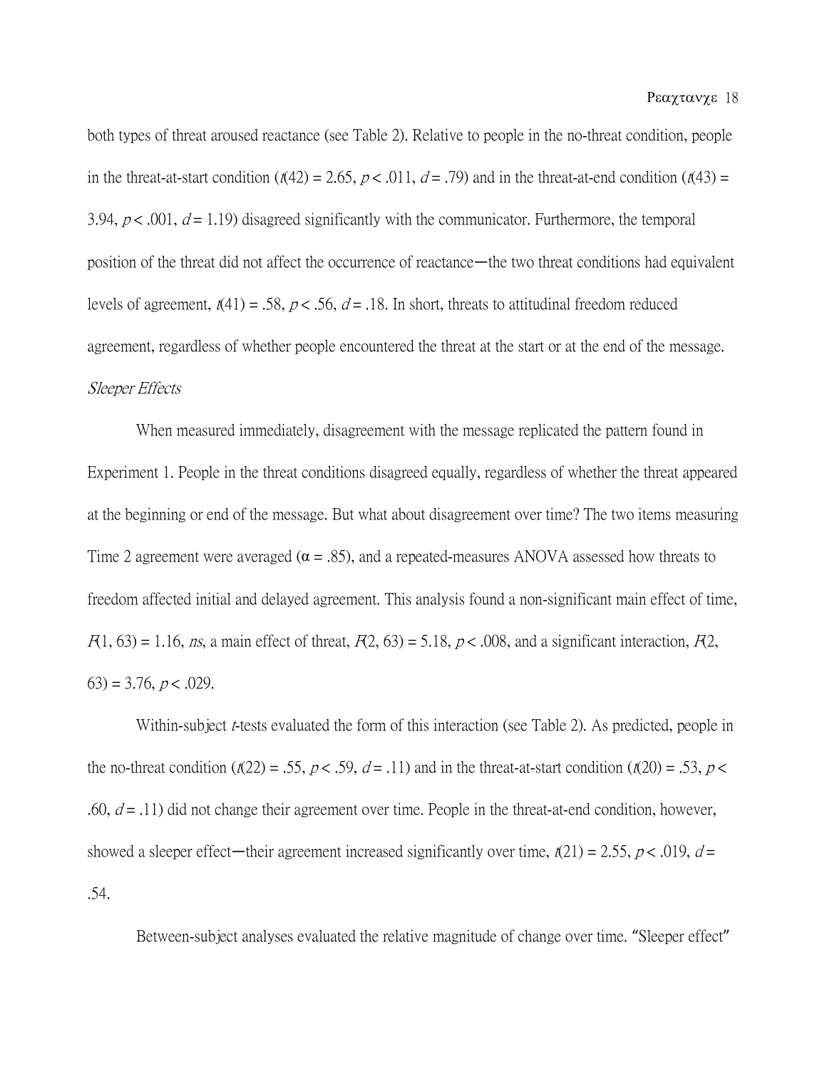both types of threat aroused reactance (see Table 2). Relative to people in the no-threat condition, people in the threat-at-start condition ($t(42) = 2.65$, $p < .011$, $d = .79$) and in the threat-at-end condition ($t(43) = 3.94$, $p < .001$, $d = 1.19$) disagreed significantly with the communicator. Furthermore, the temporal position of the threat did not affect the occurrence of reactance—the two threat conditions had equivalent levels of agreement, $t(41) = .58$, $p < .56$, $d = .18$. In short, threats to attitudinal freedom reduced agreement, regardless of whether people encountered the threat at the start or at the end of the message.

*Sleeper Effects*

When measured immediately, disagreement with the message replicated the pattern found in Experiment 1. People in the threat conditions disagreed equally, regardless of whether the threat appeared at the beginning or end of the message. But what about disagreement over time? The two items measuring Time 2 agreement were averaged ($\alpha = .85$), and a repeated-measures ANOVA assessed how threats to freedom affected initial and delayed agreement. This analysis found a non-significant main effect of time, $F(1, 63) = 1.16$, *ns*, a main effect of threat, $F(2, 63) = 5.18$, $p < .008$, and a significant interaction, $F(2, 63) = 3.76$, $p < .029$.

Within-subject $t$-tests evaluated the form of this interaction (see Table 2). As predicted, people in the no-threat condition ($t(22) = .55$, $p < .59$, $d = .11$) and in the threat-at-start condition ($t(20) = .53$, $p < .60$, $d = .11$) did not change their agreement over time. People in the threat-at-end condition, however, showed a sleeper effect—their agreement increased significantly over time, $t(21) = 2.55$, $p < .019$, $d = .54$.

Between-subject analyses evaluated the relative magnitude of change over time. "Sleeper effect"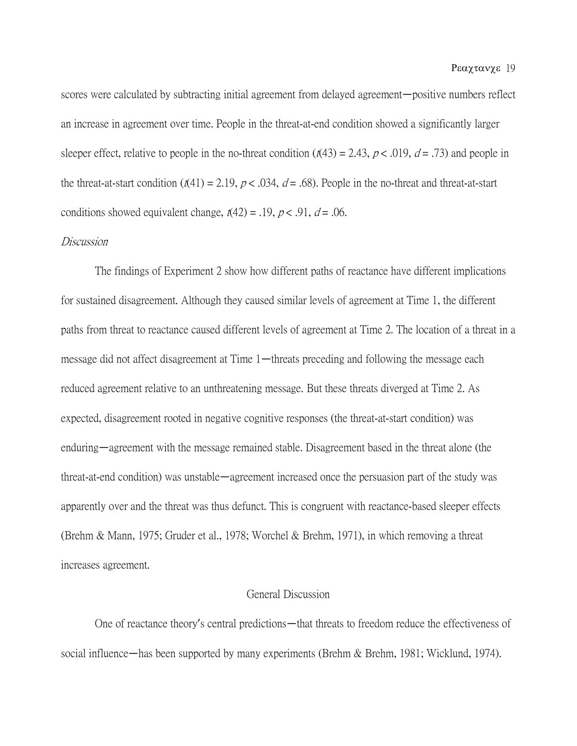scores were calculated by subtracting initial agreement from delayed agreement—positive numbers reflect an increase in agreement over time. People in the threat-at-end condition showed a significantly larger sleeper effect, relative to people in the no-threat condition ($t(43) = 2.43$, $p < .019$, $d = .73$) and people in the threat-at-start condition ($t(41) = 2.19$, $p < .034$, $d = .68$). People in the no-threat and threat-at-start conditions showed equivalent change, $t(42) = .19$, $p < .91$, $d = .06$.

### *Discussion*

The findings of Experiment 2 show how different paths of reactance have different implications for sustained disagreement. Although they caused similar levels of agreement at Time 1, the different paths from threat to reactance caused different levels of agreement at Time 2. The location of a threat in a message did not affect disagreement at Time 1—threats preceding and following the message each reduced agreement relative to an unthreatening message. But these threats diverged at Time 2. As expected, disagreement rooted in negative cognitive responses (the threat-at-start condition) was enduring—agreement with the message remained stable. Disagreement based in the threat alone (the threat-at-end condition) was unstable—agreement increased once the persuasion part of the study was apparently over and the threat was thus defunct. This is congruent with reactance-based sleeper effects (Brehm & Mann, 1975; Gruder et al., 1978; Worchel & Brehm, 1971), in which removing a threat increases agreement.

## General Discussion

One of reactance theory's central predictions—that threats to freedom reduce the effectiveness of social influence—has been supported by many experiments (Brehm & Brehm, 1981; Wicklund, 1974).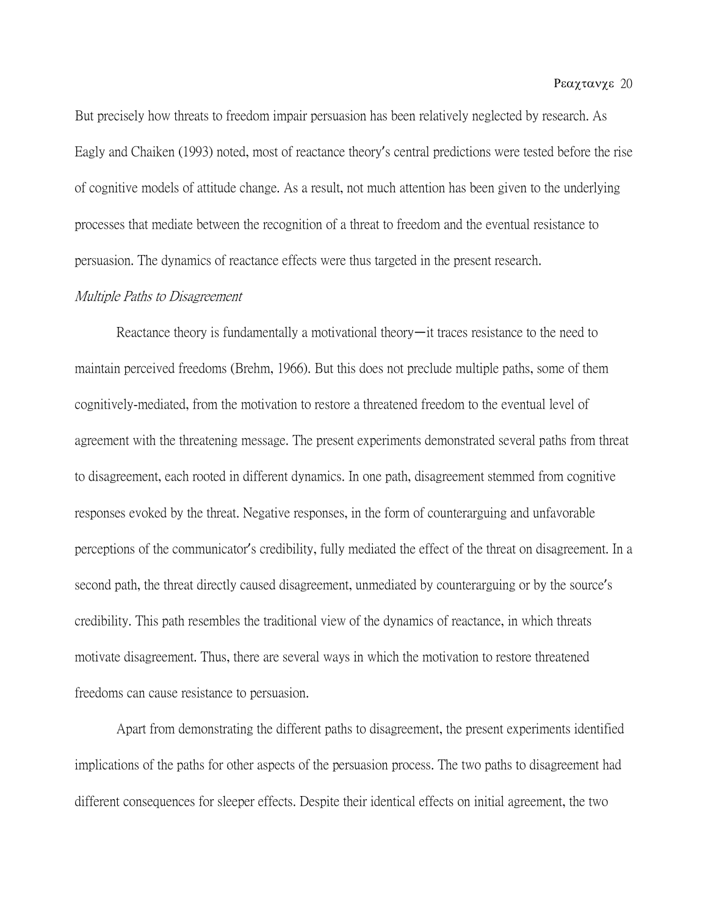But precisely how threats to freedom impair persuasion has been relatively neglected by research. As Eagly and Chaiken (1993) noted, most of reactance theory's central predictions were tested before the rise of cognitive models of attitude change. As a result, not much attention has been given to the underlying processes that mediate between the recognition of a threat to freedom and the eventual resistance to persuasion. The dynamics of reactance effects were thus targeted in the present research.

*Multiple Paths to Disagreement*

Reactance theory is fundamentally a motivational theory—it traces resistance to the need to maintain perceived freedoms (Brehm, 1966). But this does not preclude multiple paths, some of them cognitively-mediated, from the motivation to restore a threatened freedom to the eventual level of agreement with the threatening message. The present experiments demonstrated several paths from threat to disagreement, each rooted in different dynamics. In one path, disagreement stemmed from cognitive responses evoked by the threat. Negative responses, in the form of counterarguing and unfavorable perceptions of the communicator's credibility, fully mediated the effect of the threat on disagreement. In a second path, the threat directly caused disagreement, unmediated by counterarguing or by the source's credibility. This path resembles the traditional view of the dynamics of reactance, in which threats motivate disagreement. Thus, there are several ways in which the motivation to restore threatened freedoms can cause resistance to persuasion.

Apart from demonstrating the different paths to disagreement, the present experiments identified implications of the paths for other aspects of the persuasion process. The two paths to disagreement had different consequences for sleeper effects. Despite their identical effects on initial agreement, the two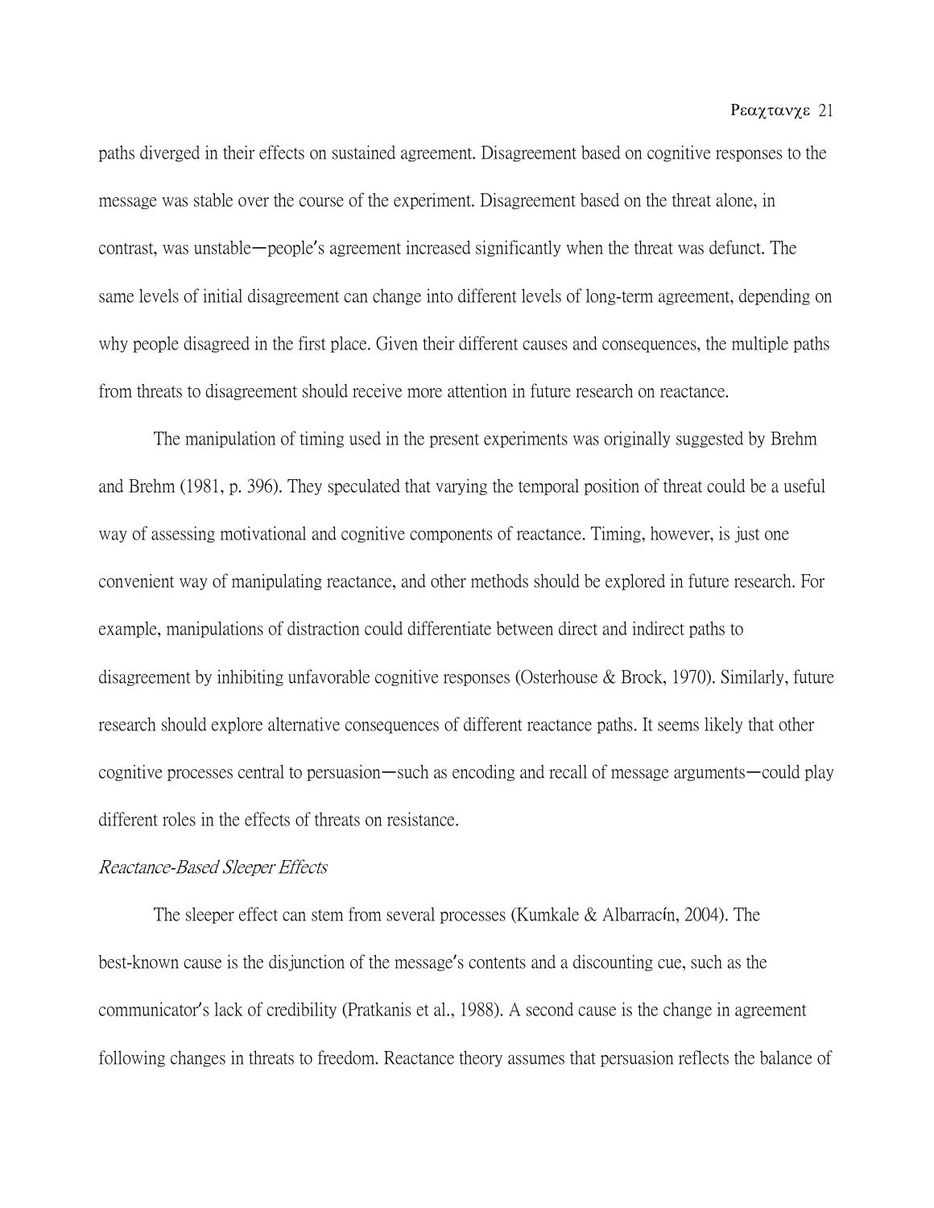paths diverged in their effects on sustained agreement. Disagreement based on cognitive responses to the message was stable over the course of the experiment. Disagreement based on the threat alone, in contrast, was unstable—people's agreement increased significantly when the threat was defunct. The same levels of initial disagreement can change into different levels of long-term agreement, depending on why people disagreed in the first place. Given their different causes and consequences, the multiple paths from threats to disagreement should receive more attention in future research on reactance.

The manipulation of timing used in the present experiments was originally suggested by Brehm and Brehm (1981, p. 396). They speculated that varying the temporal position of threat could be a useful way of assessing motivational and cognitive components of reactance. Timing, however, is just one convenient way of manipulating reactance, and other methods should be explored in future research. For example, manipulations of distraction could differentiate between direct and indirect paths to disagreement by inhibiting unfavorable cognitive responses (Osterhouse & Brock, 1970). Similarly, future research should explore alternative consequences of different reactance paths. It seems likely that other cognitive processes central to persuasion—such as encoding and recall of message arguments—could play different roles in the effects of threats on resistance.

*Reactance-Based Sleeper Effects*

The sleeper effect can stem from several processes (Kumkale & Albarracín, 2004). The best-known cause is the disjunction of the message's contents and a discounting cue, such as the communicator's lack of credibility (Pratkanis et al., 1988). A second cause is the change in agreement following changes in threats to freedom. Reactance theory assumes that persuasion reflects the balance of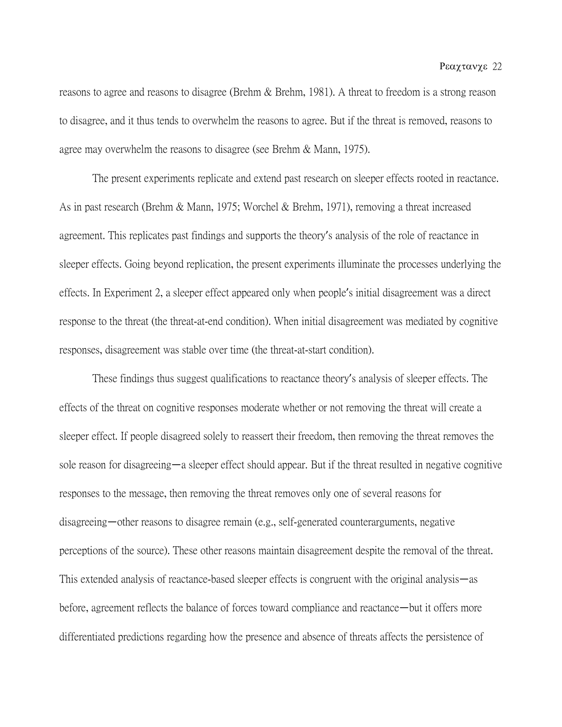reasons to agree and reasons to disagree (Brehm & Brehm, 1981). A threat to freedom is a strong reason to disagree, and it thus tends to overwhelm the reasons to agree. But if the threat is removed, reasons to agree may overwhelm the reasons to disagree (see Brehm & Mann, 1975).

The present experiments replicate and extend past research on sleeper effects rooted in reactance. As in past research (Brehm & Mann, 1975; Worchel & Brehm, 1971), removing a threat increased agreement. This replicates past findings and supports the theory's analysis of the role of reactance in sleeper effects. Going beyond replication, the present experiments illuminate the processes underlying the effects. In Experiment 2, a sleeper effect appeared only when people's initial disagreement was a direct response to the threat (the threat-at-end condition). When initial disagreement was mediated by cognitive responses, disagreement was stable over time (the threat-at-start condition).

These findings thus suggest qualifications to reactance theory's analysis of sleeper effects. The effects of the threat on cognitive responses moderate whether or not removing the threat will create a sleeper effect. If people disagreed solely to reassert their freedom, then removing the threat removes the sole reason for disagreeing—a sleeper effect should appear. But if the threat resulted in negative cognitive responses to the message, then removing the threat removes only one of several reasons for disagreeing—other reasons to disagree remain (e.g., self-generated counterarguments, negative perceptions of the source). These other reasons maintain disagreement despite the removal of the threat. This extended analysis of reactance-based sleeper effects is congruent with the original analysis—as before, agreement reflects the balance of forces toward compliance and reactance—but it offers more differentiated predictions regarding how the presence and absence of threats affects the persistence of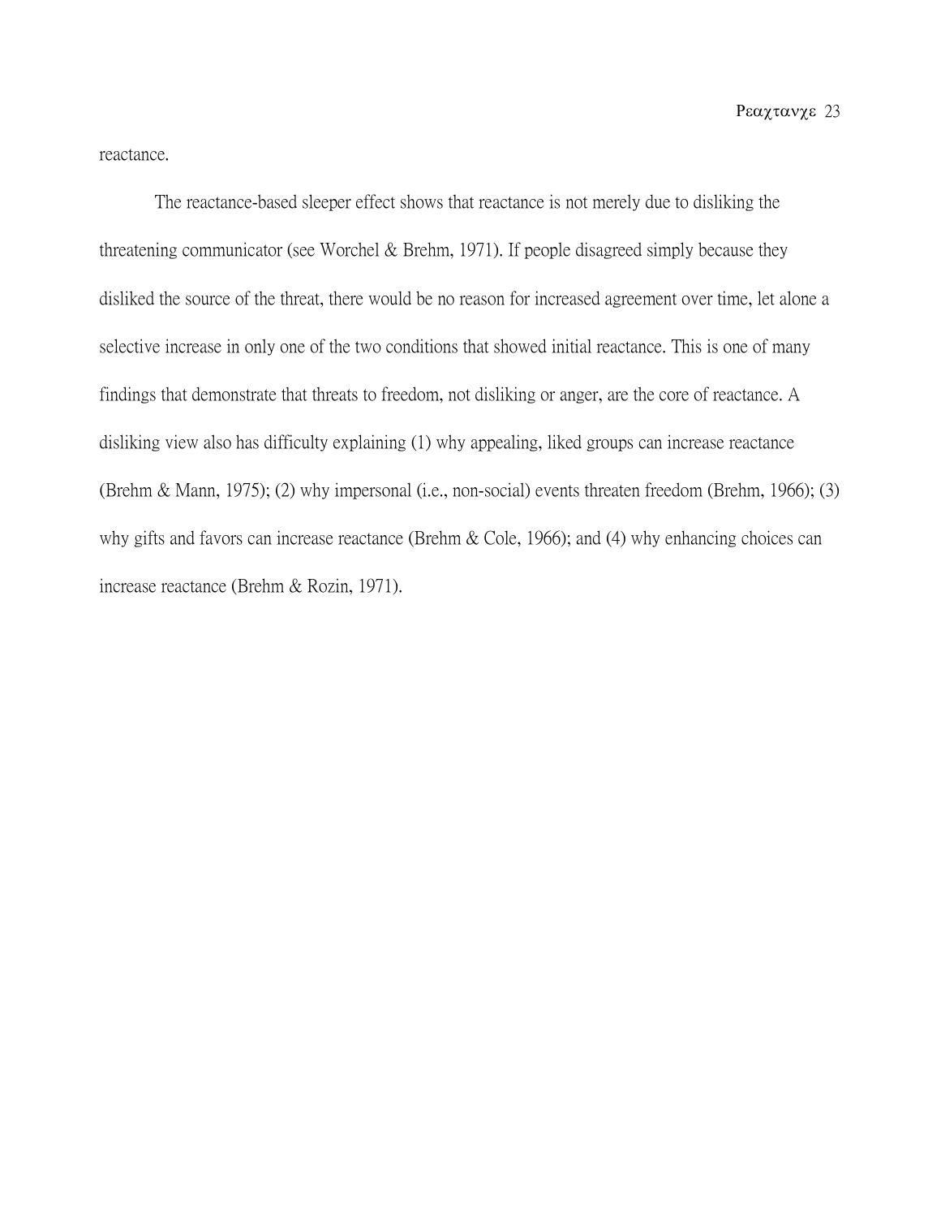reactance.

The reactance-based sleeper effect shows that reactance is not merely due to disliking the threatening communicator (see Worchel & Brehm, 1971). If people disagreed simply because they disliked the source of the threat, there would be no reason for increased agreement over time, let alone a selective increase in only one of the two conditions that showed initial reactance. This is one of many findings that demonstrate that threats to freedom, not disliking or anger, are the core of reactance. A disliking view also has difficulty explaining (1) why appealing, liked groups can increase reactance (Brehm & Mann, 1975); (2) why impersonal (i.e., non-social) events threaten freedom (Brehm, 1966); (3) why gifts and favors can increase reactance (Brehm & Cole, 1966); and (4) why enhancing choices can increase reactance (Brehm & Rozin, 1971).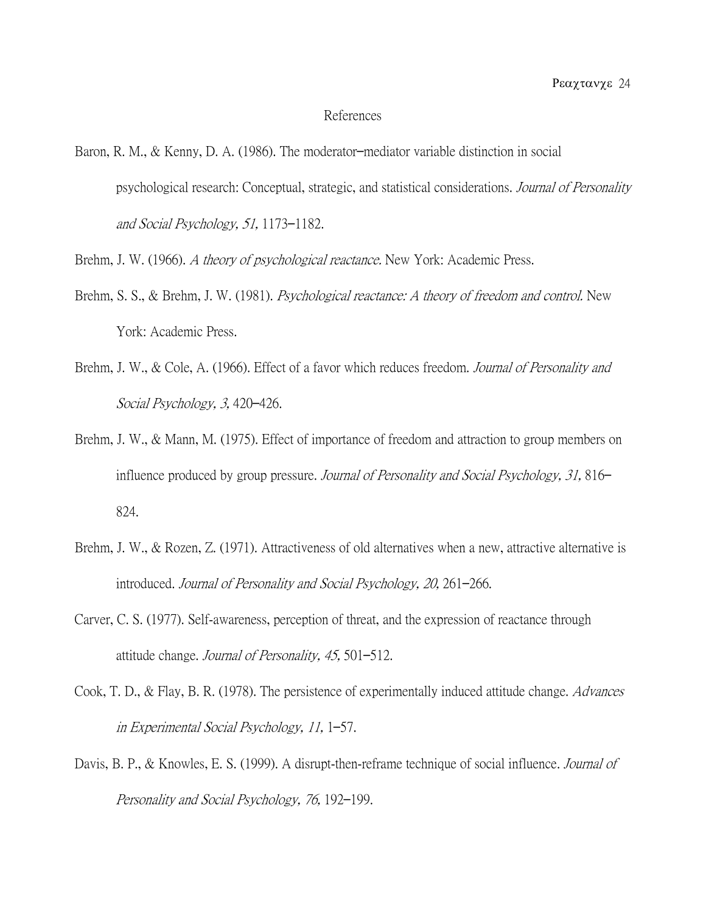# References

Baron, R. M., & Kenny, D. A. (1986). The moderator–mediator variable distinction in social psychological research: Conceptual, strategic, and statistical considerations. *Journal of Personality and Social Psychology, 51,* 1173–1182.

Brehm, J. W. (1966). *A theory of psychological reactance.* New York: Academic Press.

Brehm, S. S., & Brehm, J. W. (1981). *Psychological reactance: A theory of freedom and control.* New York: Academic Press.

Brehm, J. W., & Cole, A. (1966). Effect of a favor which reduces freedom. *Journal of Personality and Social Psychology, 3,* 420–426.

Brehm, J. W., & Mann, M. (1975). Effect of importance of freedom and attraction to group members on influence produced by group pressure. *Journal of Personality and Social Psychology, 31,* 816–824.

Brehm, J. W., & Rozen, Z. (1971). Attractiveness of old alternatives when a new, attractive alternative is introduced. *Journal of Personality and Social Psychology, 20,* 261–266.

Carver, C. S. (1977). Self-awareness, perception of threat, and the expression of reactance through attitude change. *Journal of Personality, 45,* 501–512.

Cook, T. D., & Flay, B. R. (1978). The persistence of experimentally induced attitude change. *Advances in Experimental Social Psychology, 11,* 1–57.

Davis, B. P., & Knowles, E. S. (1999). A disrupt-then-reframe technique of social influence. *Journal of Personality and Social Psychology, 76,* 192–199.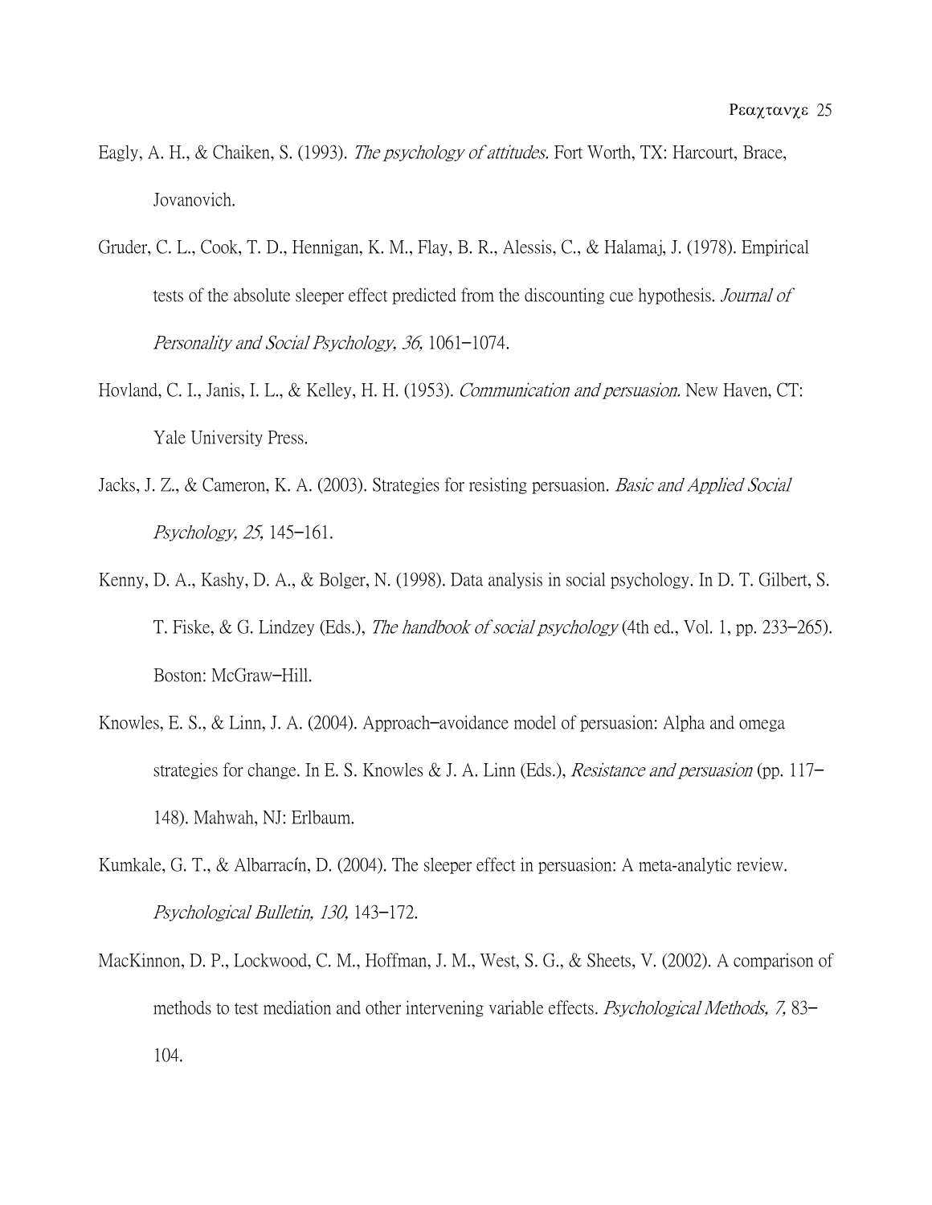Eagly, A. H., & Chaiken, S. (1993). *The psychology of attitudes.* Fort Worth, TX: Harcourt, Brace, Jovanovich.

Gruder, C. L., Cook, T. D., Hennigan, K. M., Flay, B. R., Alessis, C., & Halamaj, J. (1978). Empirical tests of the absolute sleeper effect predicted from the discounting cue hypothesis. *Journal of Personality and Social Psychology, 36,* 1061–1074.

Hovland, C. I., Janis, I. L., & Kelley, H. H. (1953). *Communication and persuasion.* New Haven, CT: Yale University Press.

Jacks, J. Z., & Cameron, K. A. (2003). Strategies for resisting persuasion. *Basic and Applied Social Psychology, 25,* 145–161.

Kenny, D. A., Kashy, D. A., & Bolger, N. (1998). Data analysis in social psychology. In D. T. Gilbert, S. T. Fiske, & G. Lindzey (Eds.), *The handbook of social psychology* (4th ed., Vol. 1, pp. 233–265). Boston: McGraw–Hill.

Knowles, E. S., & Linn, J. A. (2004). Approach–avoidance model of persuasion: Alpha and omega strategies for change. In E. S. Knowles & J. A. Linn (Eds.), *Resistance and persuasion* (pp. 117–148). Mahwah, NJ: Erlbaum.

Kumkale, G. T., & Albarracín, D. (2004). The sleeper effect in persuasion: A meta-analytic review. *Psychological Bulletin, 130,* 143–172.

MacKinnon, D. P., Lockwood, C. M., Hoffman, J. M., West, S. G., & Sheets, V. (2002). A comparison of methods to test mediation and other intervening variable effects. *Psychological Methods, 7,* 83–104.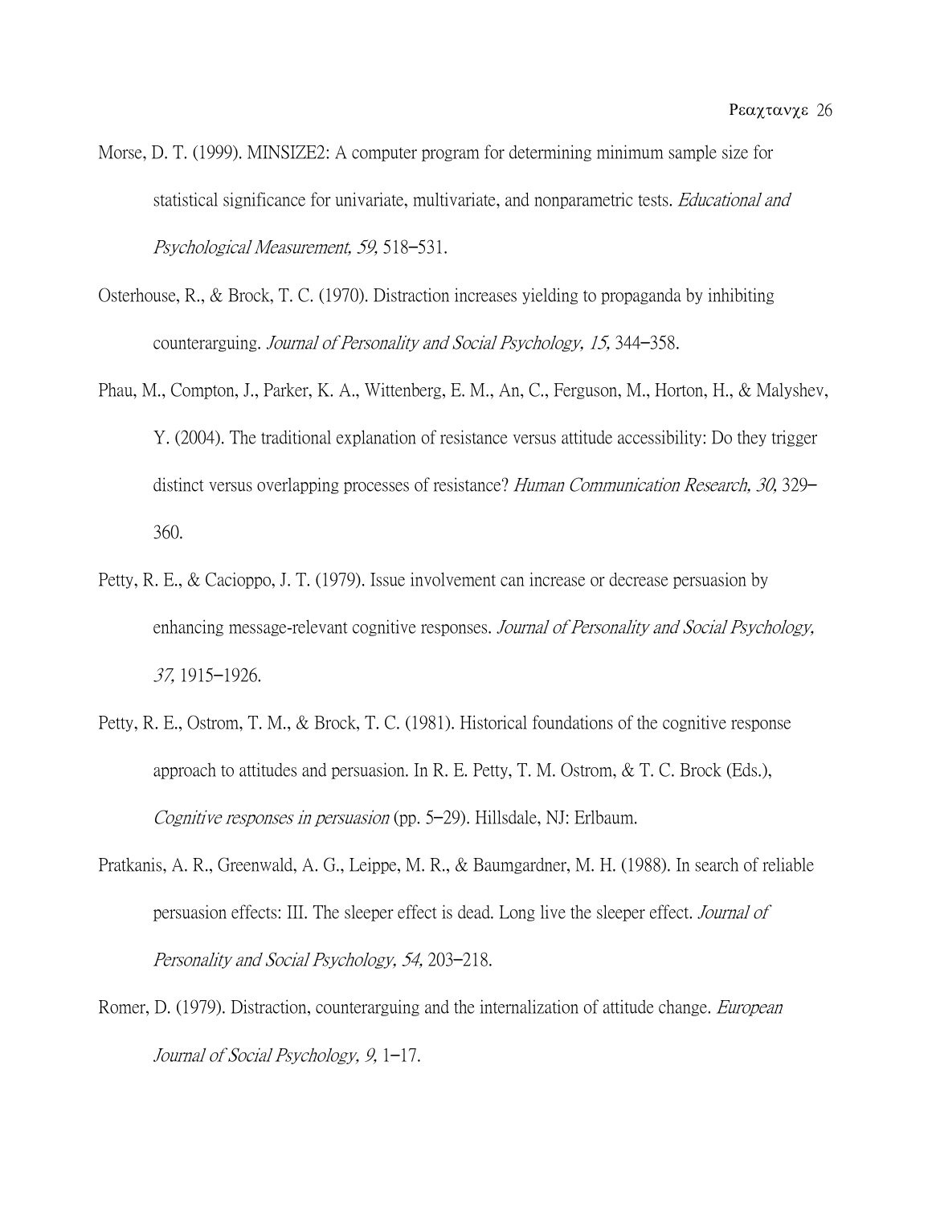Morse, D. T. (1999). MINSIZE2: A computer program for determining minimum sample size for statistical significance for univariate, multivariate, and nonparametric tests. *Educational and Psychological Measurement, 59,* 518–531.

Osterhouse, R., & Brock, T. C. (1970). Distraction increases yielding to propaganda by inhibiting counterarguing. *Journal of Personality and Social Psychology, 15,* 344–358.

Phau, M., Compton, J., Parker, K. A., Wittenberg, E. M., An, C., Ferguson, M., Horton, H., & Malyshev, Y. (2004). The traditional explanation of resistance versus attitude accessibility: Do they trigger distinct versus overlapping processes of resistance? *Human Communication Research, 30,* 329–360.

Petty, R. E., & Cacioppo, J. T. (1979). Issue involvement can increase or decrease persuasion by enhancing message-relevant cognitive responses. *Journal of Personality and Social Psychology, 37,* 1915–1926.

Petty, R. E., Ostrom, T. M., & Brock, T. C. (1981). Historical foundations of the cognitive response approach to attitudes and persuasion. In R. E. Petty, T. M. Ostrom, & T. C. Brock (Eds.), *Cognitive responses in persuasion* (pp. 5–29). Hillsdale, NJ: Erlbaum.

Pratkanis, A. R., Greenwald, A. G., Leippe, M. R., & Baumgardner, M. H. (1988). In search of reliable persuasion effects: III. The sleeper effect is dead. Long live the sleeper effect. *Journal of Personality and Social Psychology, 54,* 203–218.

Romer, D. (1979). Distraction, counterarguing and the internalization of attitude change. *European Journal of Social Psychology, 9,* 1–17.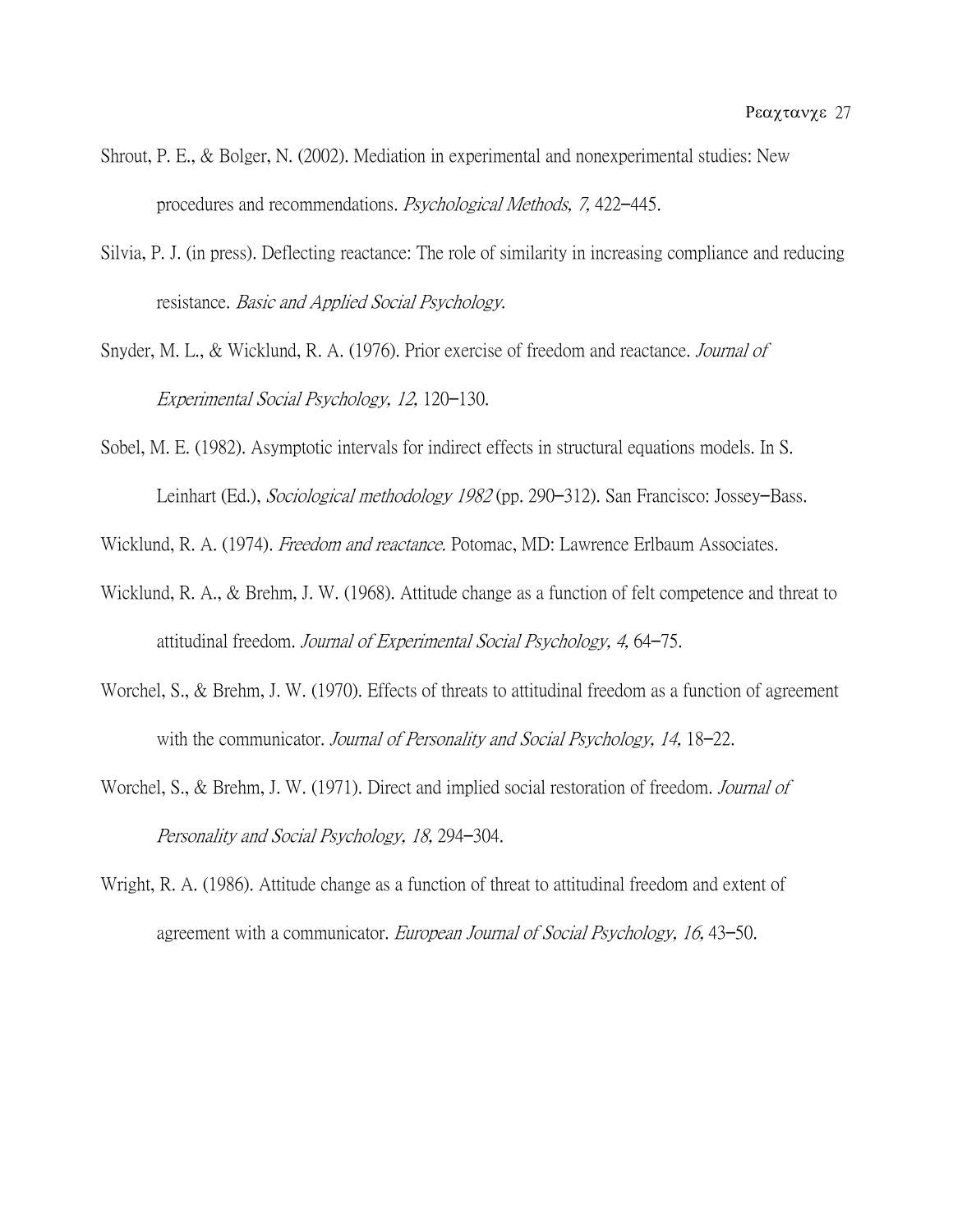Shrout, P. E., & Bolger, N. (2002). Mediation in experimental and nonexperimental studies: New procedures and recommendations. *Psychological Methods, 7,* 422–445.

Silvia, P. J. (in press). Deflecting reactance: The role of similarity in increasing compliance and reducing resistance. *Basic and Applied Social Psychology.*

Snyder, M. L., & Wicklund, R. A. (1976). Prior exercise of freedom and reactance. *Journal of Experimental Social Psychology, 12,* 120–130.

Sobel, M. E. (1982). Asymptotic intervals for indirect effects in structural equations models. In S. Leinhart (Ed.), *Sociological methodology 1982* (pp. 290–312). San Francisco: Jossey–Bass.

Wicklund, R. A. (1974). *Freedom and reactance.* Potomac, MD: Lawrence Erlbaum Associates.

Wicklund, R. A., & Brehm, J. W. (1968). Attitude change as a function of felt competence and threat to attitudinal freedom. *Journal of Experimental Social Psychology, 4,* 64–75.

Worchel, S., & Brehm, J. W. (1970). Effects of threats to attitudinal freedom as a function of agreement with the communicator. *Journal of Personality and Social Psychology, 14,* 18–22.

Worchel, S., & Brehm, J. W. (1971). Direct and implied social restoration of freedom. *Journal of Personality and Social Psychology, 18,* 294–304.

Wright, R. A. (1986). Attitude change as a function of threat to attitudinal freedom and extent of agreement with a communicator. *European Journal of Social Psychology, 16,* 43–50.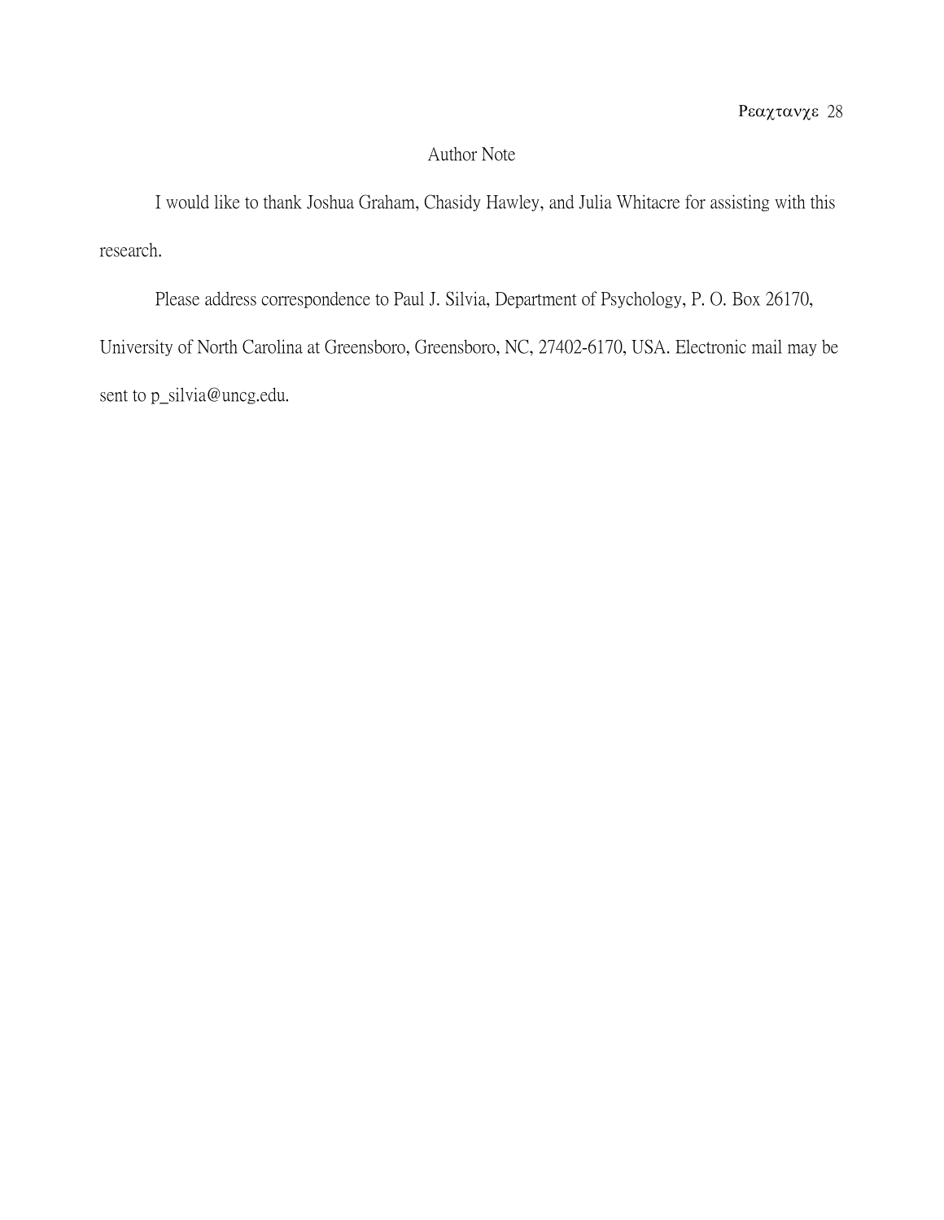## Author Note

I would like to thank Joshua Graham, Chasidy Hawley, and Julia Whitacre for assisting with this research.

Please address correspondence to Paul J. Silvia, Department of Psychology, P. O. Box 26170, University of North Carolina at Greensboro, Greensboro, NC, 27402-6170, USA. Electronic mail may be sent to p_silvia@uncg.edu.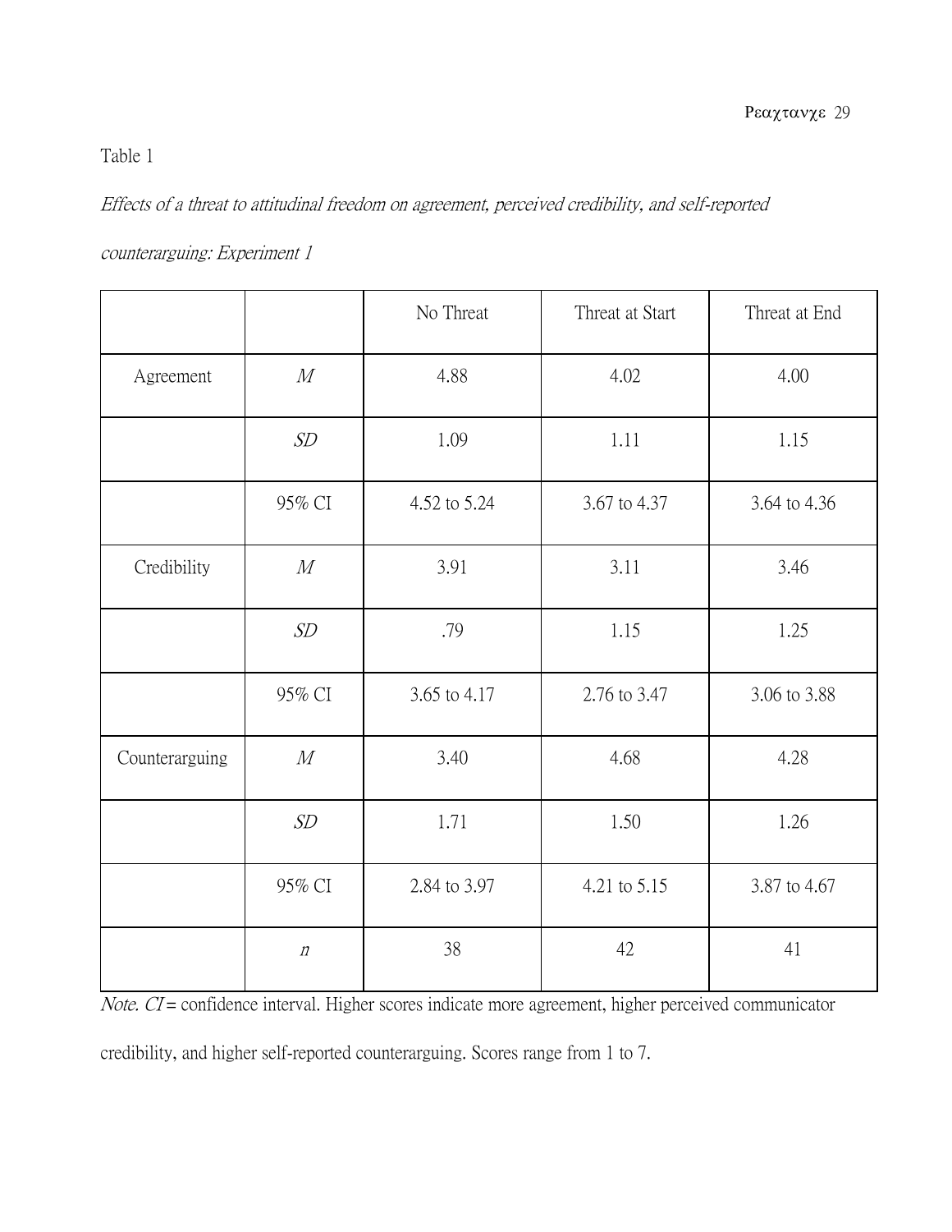Table 1

*Effects of a threat to attitudinal freedom on agreement, perceived credibility, and self-reported counterarguing: Experiment 1*

| | | No Threat | Threat at Start | Threat at End |
|---|---|---|---|---|
| Agreement | *M* | 4.88 | 4.02 | 4.00 |
| | *SD* | 1.09 | 1.11 | 1.15 |
| | 95% CI | 4.52 to 5.24 | 3.67 to 4.37 | 3.64 to 4.36 |
| Credibility | *M* | 3.91 | 3.11 | 3.46 |
| | *SD* | .79 | 1.15 | 1.25 |
| | 95% CI | 3.65 to 4.17 | 2.76 to 3.47 | 3.06 to 3.88 |
| Counterarguing | *M* | 3.40 | 4.68 | 4.28 |
| | *SD* | 1.71 | 1.50 | 1.26 |
| | 95% CI | 2.84 to 3.97 | 4.21 to 5.15 | 3.87 to 4.67 |
| | *n* | 38 | 42 | 41 |

*Note. CI* = confidence interval. Higher scores indicate more agreement, higher perceived communicator credibility, and higher self-reported counterarguing. Scores range from 1 to 7.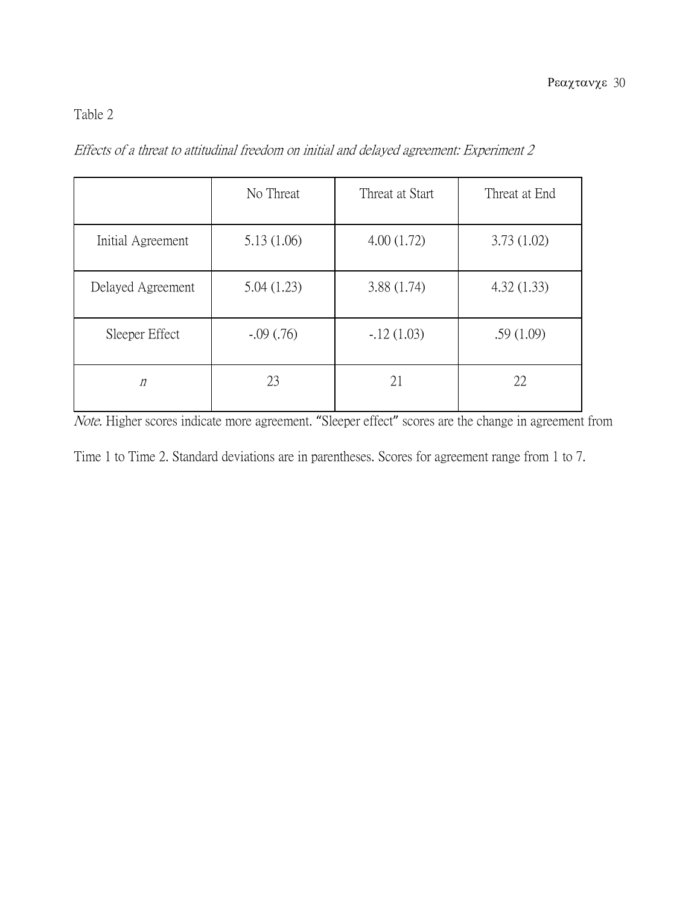Table 2

*Effects of a threat to attitudinal freedom on initial and delayed agreement: Experiment 2*

| | No Threat | Threat at Start | Threat at End |
|---|---|---|---|
| Initial Agreement | 5.13 (1.06) | 4.00 (1.72) | 3.73 (1.02) |
| Delayed Agreement | 5.04 (1.23) | 3.88 (1.74) | 4.32 (1.33) |
| Sleeper Effect | -.09 (.76) | -.12 (1.03) | .59 (1.09) |
| *n* | 23 | 21 | 22 |

*Note.* Higher scores indicate more agreement. "Sleeper effect" scores are the change in agreement from Time 1 to Time 2. Standard deviations are in parentheses. Scores for agreement range from 1 to 7.